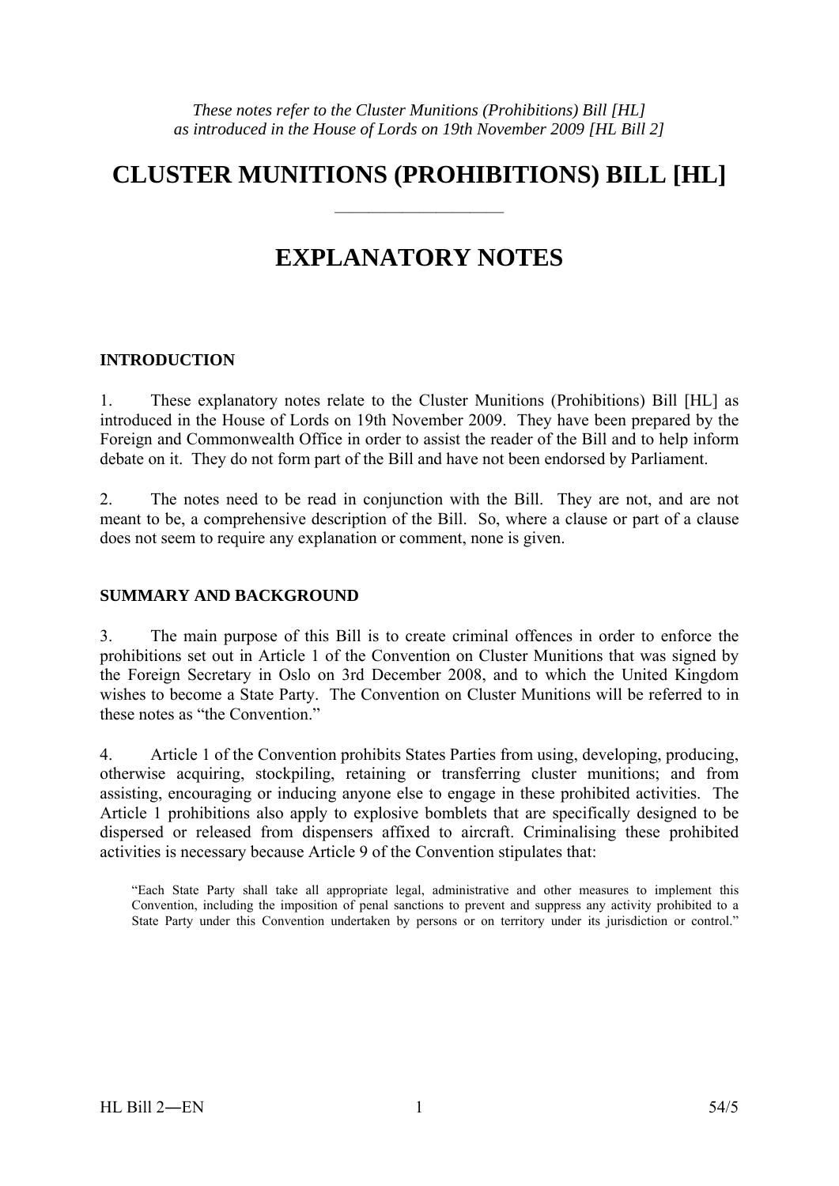*These notes refer to the Cluster Munitions (Prohibitions) Bill [HL] as introduced in the House of Lords on 19th November 2009 [HL Bill 2]*

# CLUSTER MUNITIONS (PROHIBITIONS) BILL [HL]

---

# EXPLANATORY NOTES

## INTRODUCTION

1. These explanatory notes relate to the Cluster Munitions (Prohibitions) Bill [HL] as introduced in the House of Lords on 19th November 2009. They have been prepared by the Foreign and Commonwealth Office in order to assist the reader of the Bill and to help inform debate on it. They do not form part of the Bill and have not been endorsed by Parliament.

2. The notes need to be read in conjunction with the Bill. They are not, and are not meant to be, a comprehensive description of the Bill. So, where a clause or part of a clause does not seem to require any explanation or comment, none is given.

## SUMMARY AND BACKGROUND

3. The main purpose of this Bill is to create criminal offences in order to enforce the prohibitions set out in Article 1 of the Convention on Cluster Munitions that was signed by the Foreign Secretary in Oslo on 3rd December 2008, and to which the United Kingdom wishes to become a State Party. The Convention on Cluster Munitions will be referred to in these notes as "the Convention."

4. Article 1 of the Convention prohibits States Parties from using, developing, producing, otherwise acquiring, stockpiling, retaining or transferring cluster munitions; and from assisting, encouraging or inducing anyone else to engage in these prohibited activities. The Article 1 prohibitions also apply to explosive bomblets that are specifically designed to be dispersed or released from dispensers affixed to aircraft. Criminalising these prohibited activities is necessary because Article 9 of the Convention stipulates that:

> "Each State Party shall take all appropriate legal, administrative and other measures to implement this Convention, including the imposition of penal sanctions to prevent and suppress any activity prohibited to a State Party under this Convention undertaken by persons or on territory under its jurisdiction or control."

HL Bill 2—EN 54/5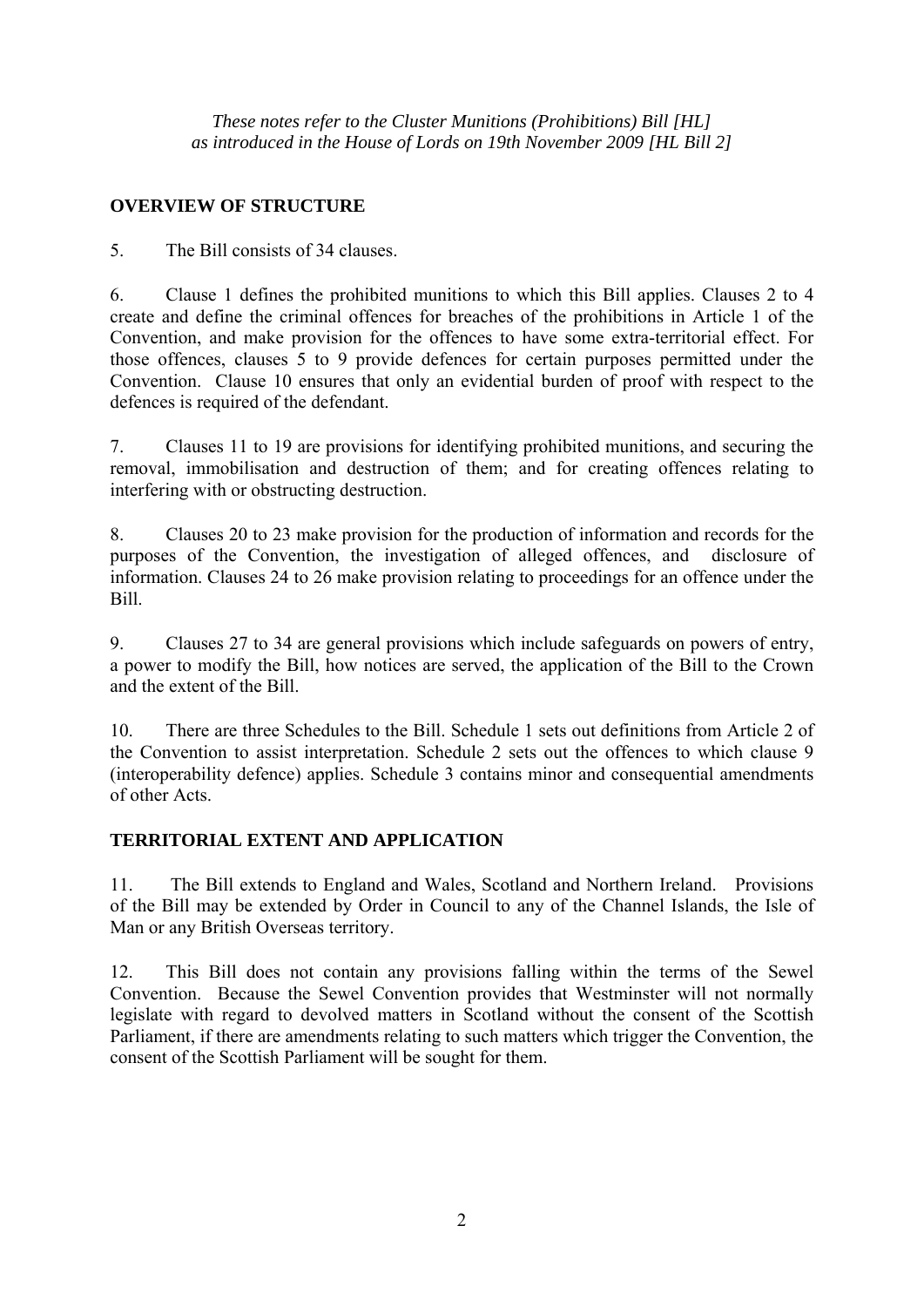*These notes refer to the Cluster Munitions (Prohibitions) Bill [HL] as introduced in the House of Lords on 19th November 2009 [HL Bill 2]*

## OVERVIEW OF STRUCTURE

5. The Bill consists of 34 clauses.

6. Clause 1 defines the prohibited munitions to which this Bill applies. Clauses 2 to 4 create and define the criminal offences for breaches of the prohibitions in Article 1 of the Convention, and make provision for the offences to have some extra-territorial effect. For those offences, clauses 5 to 9 provide defences for certain purposes permitted under the Convention. Clause 10 ensures that only an evidential burden of proof with respect to the defences is required of the defendant.

7. Clauses 11 to 19 are provisions for identifying prohibited munitions, and securing the removal, immobilisation and destruction of them; and for creating offences relating to interfering with or obstructing destruction.

8. Clauses 20 to 23 make provision for the production of information and records for the purposes of the Convention, the investigation of alleged offences, and disclosure of information. Clauses 24 to 26 make provision relating to proceedings for an offence under the Bill.

9. Clauses 27 to 34 are general provisions which include safeguards on powers of entry, a power to modify the Bill, how notices are served, the application of the Bill to the Crown and the extent of the Bill.

10. There are three Schedules to the Bill. Schedule 1 sets out definitions from Article 2 of the Convention to assist interpretation. Schedule 2 sets out the offences to which clause 9 (interoperability defence) applies. Schedule 3 contains minor and consequential amendments of other Acts.

## TERRITORIAL EXTENT AND APPLICATION

11. The Bill extends to England and Wales, Scotland and Northern Ireland. Provisions of the Bill may be extended by Order in Council to any of the Channel Islands, the Isle of Man or any British Overseas territory.

12. This Bill does not contain any provisions falling within the terms of the Sewel Convention. Because the Sewel Convention provides that Westminster will not normally legislate with regard to devolved matters in Scotland without the consent of the Scottish Parliament, if there are amendments relating to such matters which trigger the Convention, the consent of the Scottish Parliament will be sought for them.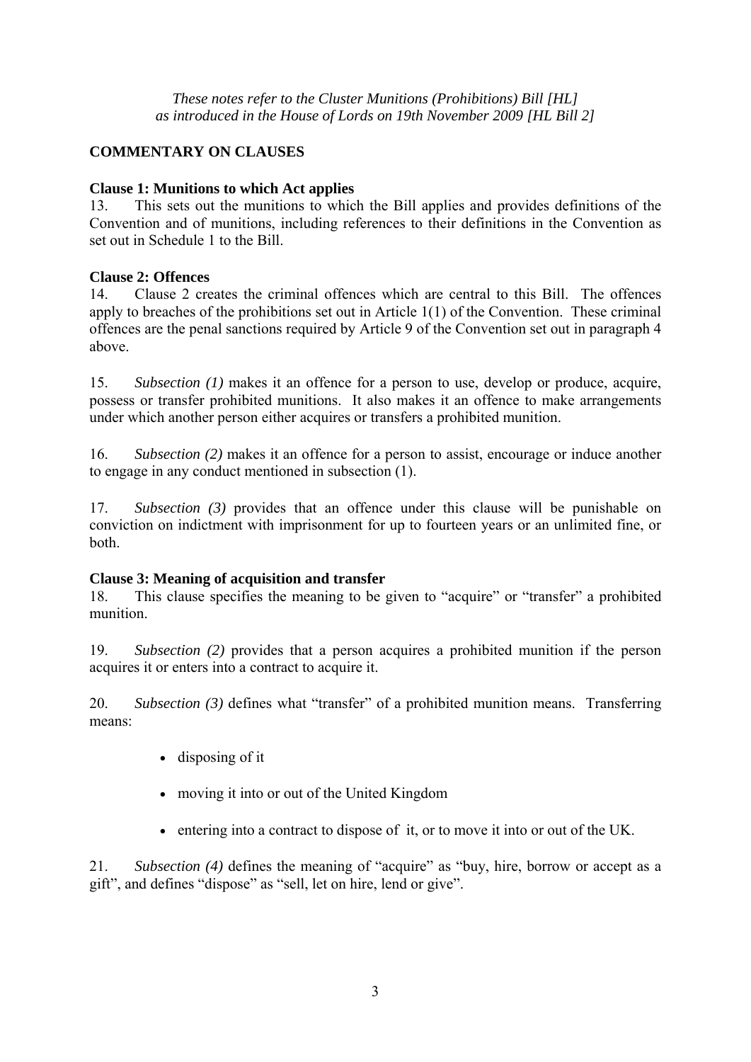*These notes refer to the Cluster Munitions (Prohibitions) Bill [HL] as introduced in the House of Lords on 19th November 2009 [HL Bill 2]*

## COMMENTARY ON CLAUSES

### Clause 1: Munitions to which Act applies

13. This sets out the munitions to which the Bill applies and provides definitions of the Convention and of munitions, including references to their definitions in the Convention as set out in Schedule 1 to the Bill.

### Clause 2: Offences

14. Clause 2 creates the criminal offences which are central to this Bill. The offences apply to breaches of the prohibitions set out in Article 1(1) of the Convention. These criminal offences are the penal sanctions required by Article 9 of the Convention set out in paragraph 4 above.

15. *Subsection (1)* makes it an offence for a person to use, develop or produce, acquire, possess or transfer prohibited munitions. It also makes it an offence to make arrangements under which another person either acquires or transfers a prohibited munition.

16. *Subsection (2)* makes it an offence for a person to assist, encourage or induce another to engage in any conduct mentioned in subsection (1).

17. *Subsection (3)* provides that an offence under this clause will be punishable on conviction on indictment with imprisonment for up to fourteen years or an unlimited fine, or both.

### Clause 3: Meaning of acquisition and transfer

18. This clause specifies the meaning to be given to "acquire" or "transfer" a prohibited munition.

19. *Subsection (2)* provides that a person acquires a prohibited munition if the person acquires it or enters into a contract to acquire it.

20. *Subsection (3)* defines what "transfer" of a prohibited munition means. Transferring means:

- disposing of it
- moving it into or out of the United Kingdom
- entering into a contract to dispose of it, or to move it into or out of the UK.

21. *Subsection (4)* defines the meaning of "acquire" as "buy, hire, borrow or accept as a gift", and defines "dispose" as "sell, let on hire, lend or give".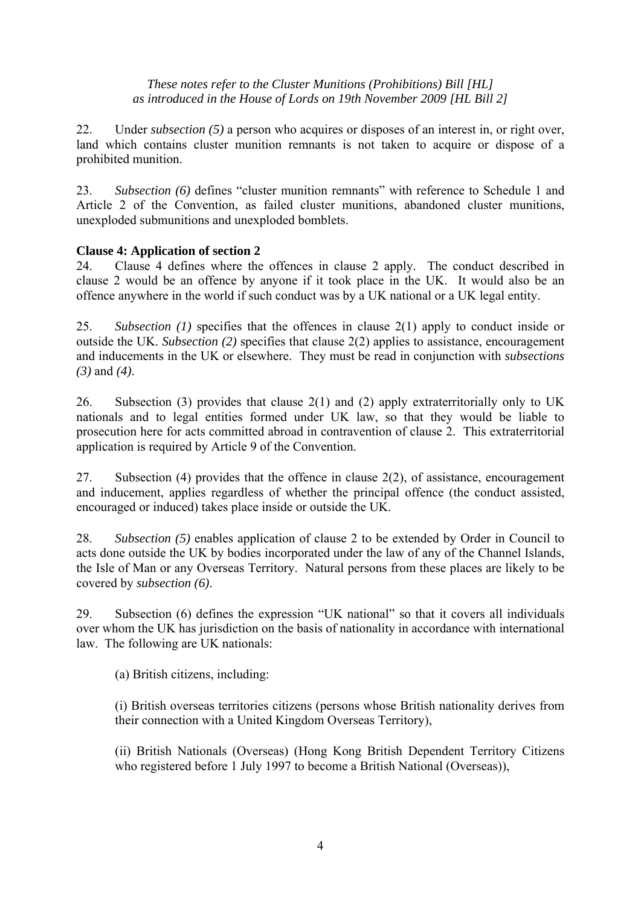22. Under *subsection (5)* a person who acquires or disposes of an interest in, or right over, land which contains cluster munition remnants is not taken to acquire or dispose of a prohibited munition.

23. *Subsection (6)* defines "cluster munition remnants" with reference to Schedule 1 and Article 2 of the Convention, as failed cluster munitions, abandoned cluster munitions, unexploded submunitions and unexploded bomblets.

**Clause 4: Application of section 2**

24. Clause 4 defines where the offences in clause 2 apply. The conduct described in clause 2 would be an offence by anyone if it took place in the UK. It would also be an offence anywhere in the world if such conduct was by a UK national or a UK legal entity.

25. *Subsection (1)* specifies that the offences in clause 2(1) apply to conduct inside or outside the UK. *Subsection (2)* specifies that clause 2(2) applies to assistance, encouragement and inducements in the UK or elsewhere. They must be read in conjunction with *subsections (3)* and *(4)*.

26. Subsection (3) provides that clause 2(1) and (2) apply extraterritorially only to UK nationals and to legal entities formed under UK law, so that they would be liable to prosecution here for acts committed abroad in contravention of clause 2. This extraterritorial application is required by Article 9 of the Convention.

27. Subsection (4) provides that the offence in clause 2(2), of assistance, encouragement and inducement, applies regardless of whether the principal offence (the conduct assisted, encouraged or induced) takes place inside or outside the UK.

28. *Subsection (5)* enables application of clause 2 to be extended by Order in Council to acts done outside the UK by bodies incorporated under the law of any of the Channel Islands, the Isle of Man or any Overseas Territory. Natural persons from these places are likely to be covered by *subsection (6)*.

29. Subsection (6) defines the expression "UK national" so that it covers all individuals over whom the UK has jurisdiction on the basis of nationality in accordance with international law. The following are UK nationals:

(a) British citizens, including:

(i) British overseas territories citizens (persons whose British nationality derives from their connection with a United Kingdom Overseas Territory),

(ii) British Nationals (Overseas) (Hong Kong British Dependent Territory Citizens who registered before 1 July 1997 to become a British National (Overseas)),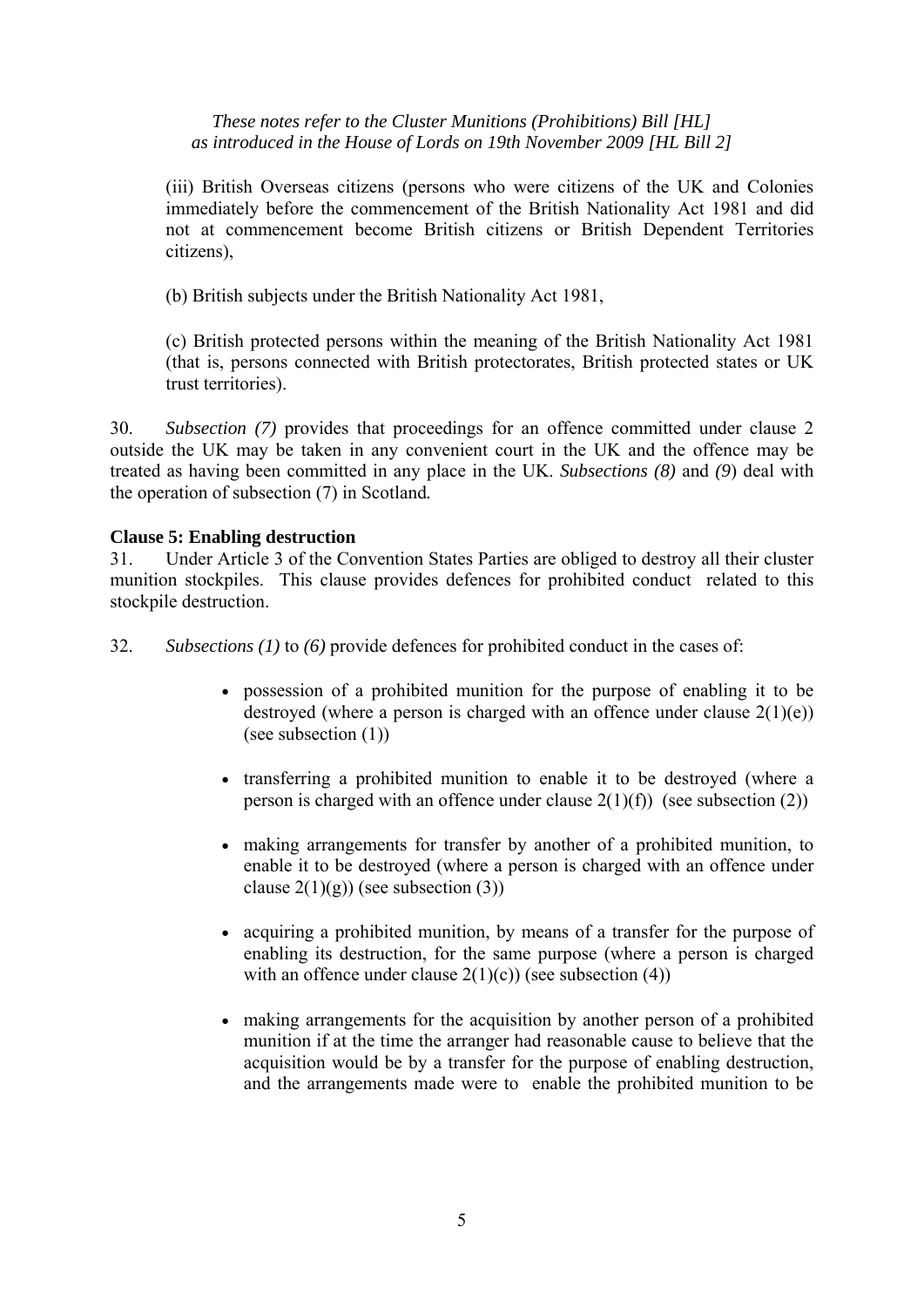(iii) British Overseas citizens (persons who were citizens of the UK and Colonies immediately before the commencement of the British Nationality Act 1981 and did not at commencement become British citizens or British Dependent Territories citizens),

(b) British subjects under the British Nationality Act 1981,

(c) British protected persons within the meaning of the British Nationality Act 1981 (that is, persons connected with British protectorates, British protected states or UK trust territories).

30. *Subsection (7)* provides that proceedings for an offence committed under clause 2 outside the UK may be taken in any convenient court in the UK and the offence may be treated as having been committed in any place in the UK. *Subsections (8)* and *(9*) deal with the operation of subsection (7) in Scotland*.*

**Clause 5: Enabling destruction**

31. Under Article 3 of the Convention States Parties are obliged to destroy all their cluster munition stockpiles. This clause provides defences for prohibited conduct related to this stockpile destruction.

32. *Subsections (1)* to *(6)* provide defences for prohibited conduct in the cases of:

- possession of a prohibited munition for the purpose of enabling it to be destroyed (where a person is charged with an offence under clause 2(1)(e)) (see subsection (1))
- transferring a prohibited munition to enable it to be destroyed (where a person is charged with an offence under clause 2(1)(f)) (see subsection (2))
- making arrangements for transfer by another of a prohibited munition, to enable it to be destroyed (where a person is charged with an offence under clause 2(1)(g)) (see subsection (3))
- acquiring a prohibited munition, by means of a transfer for the purpose of enabling its destruction, for the same purpose (where a person is charged with an offence under clause 2(1)(c)) (see subsection (4))
- making arrangements for the acquisition by another person of a prohibited munition if at the time the arranger had reasonable cause to believe that the acquisition would be by a transfer for the purpose of enabling destruction, and the arrangements made were to enable the prohibited munition to be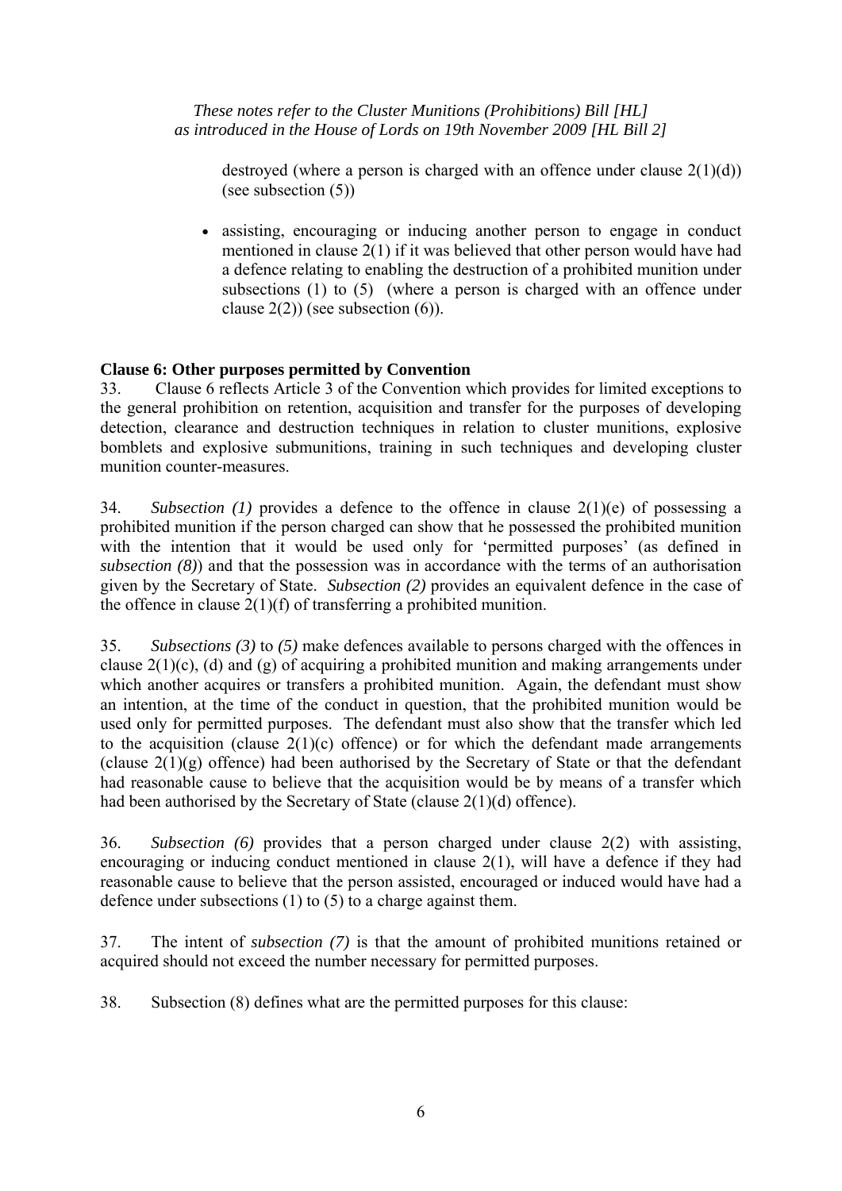destroyed (where a person is charged with an offence under clause 2(1)(d)) (see subsection (5))

- assisting, encouraging or inducing another person to engage in conduct mentioned in clause 2(1) if it was believed that other person would have had a defence relating to enabling the destruction of a prohibited munition under subsections (1) to (5) (where a person is charged with an offence under clause 2(2)) (see subsection (6)).

**Clause 6: Other purposes permitted by Convention**

33. Clause 6 reflects Article 3 of the Convention which provides for limited exceptions to the general prohibition on retention, acquisition and transfer for the purposes of developing detection, clearance and destruction techniques in relation to cluster munitions, explosive bomblets and explosive submunitions, training in such techniques and developing cluster munition counter-measures.

34. *Subsection (1)* provides a defence to the offence in clause 2(1)(e) of possessing a prohibited munition if the person charged can show that he possessed the prohibited munition with the intention that it would be used only for 'permitted purposes' (as defined in *subsection (8)*) and that the possession was in accordance with the terms of an authorisation given by the Secretary of State. *Subsection (2)* provides an equivalent defence in the case of the offence in clause 2(1)(f) of transferring a prohibited munition.

35. *Subsections (3)* to *(5)* make defences available to persons charged with the offences in clause 2(1)(c), (d) and (g) of acquiring a prohibited munition and making arrangements under which another acquires or transfers a prohibited munition. Again, the defendant must show an intention, at the time of the conduct in question, that the prohibited munition would be used only for permitted purposes. The defendant must also show that the transfer which led to the acquisition (clause 2(1)(c) offence) or for which the defendant made arrangements (clause 2(1)(g) offence) had been authorised by the Secretary of State or that the defendant had reasonable cause to believe that the acquisition would be by means of a transfer which had been authorised by the Secretary of State (clause 2(1)(d) offence).

36. *Subsection (6)* provides that a person charged under clause 2(2) with assisting, encouraging or inducing conduct mentioned in clause 2(1), will have a defence if they had reasonable cause to believe that the person assisted, encouraged or induced would have had a defence under subsections (1) to (5) to a charge against them.

37. The intent of *subsection (7)* is that the amount of prohibited munitions retained or acquired should not exceed the number necessary for permitted purposes.

38. Subsection (8) defines what are the permitted purposes for this clause: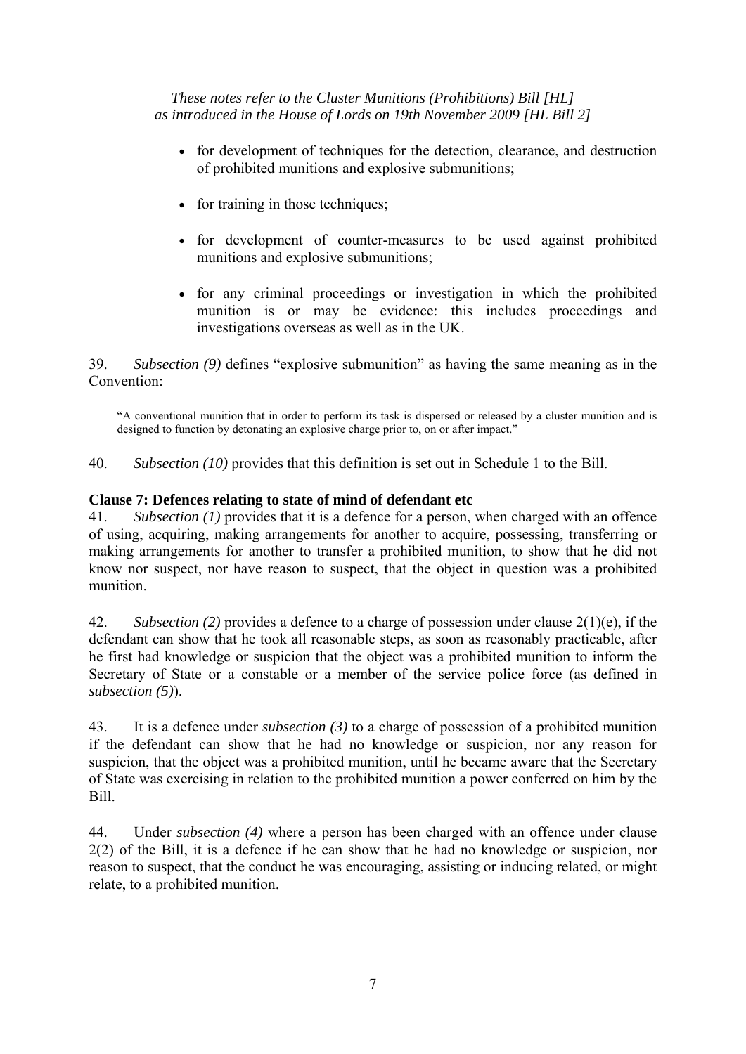- for development of techniques for the detection, clearance, and destruction of prohibited munitions and explosive submunitions;
- for training in those techniques;
- for development of counter-measures to be used against prohibited munitions and explosive submunitions;
- for any criminal proceedings or investigation in which the prohibited munition is or may be evidence: this includes proceedings and investigations overseas as well as in the UK.

39. *Subsection (9)* defines "explosive submunition" as having the same meaning as in the Convention:

> "A conventional munition that in order to perform its task is dispersed or released by a cluster munition and is designed to function by detonating an explosive charge prior to, on or after impact."

40. *Subsection (10)* provides that this definition is set out in Schedule 1 to the Bill.

**Clause 7: Defences relating to state of mind of defendant etc**

41. *Subsection (1)* provides that it is a defence for a person, when charged with an offence of using, acquiring, making arrangements for another to acquire, possessing, transferring or making arrangements for another to transfer a prohibited munition, to show that he did not know nor suspect, nor have reason to suspect, that the object in question was a prohibited munition.

42. *Subsection (2)* provides a defence to a charge of possession under clause 2(1)(e), if the defendant can show that he took all reasonable steps, as soon as reasonably practicable, after he first had knowledge or suspicion that the object was a prohibited munition to inform the Secretary of State or a constable or a member of the service police force (as defined in *subsection (5)*).

43. It is a defence under *subsection (3)* to a charge of possession of a prohibited munition if the defendant can show that he had no knowledge or suspicion, nor any reason for suspicion, that the object was a prohibited munition, until he became aware that the Secretary of State was exercising in relation to the prohibited munition a power conferred on him by the Bill.

44. Under *subsection (4)* where a person has been charged with an offence under clause 2(2) of the Bill, it is a defence if he can show that he had no knowledge or suspicion, nor reason to suspect, that the conduct he was encouraging, assisting or inducing related, or might relate, to a prohibited munition.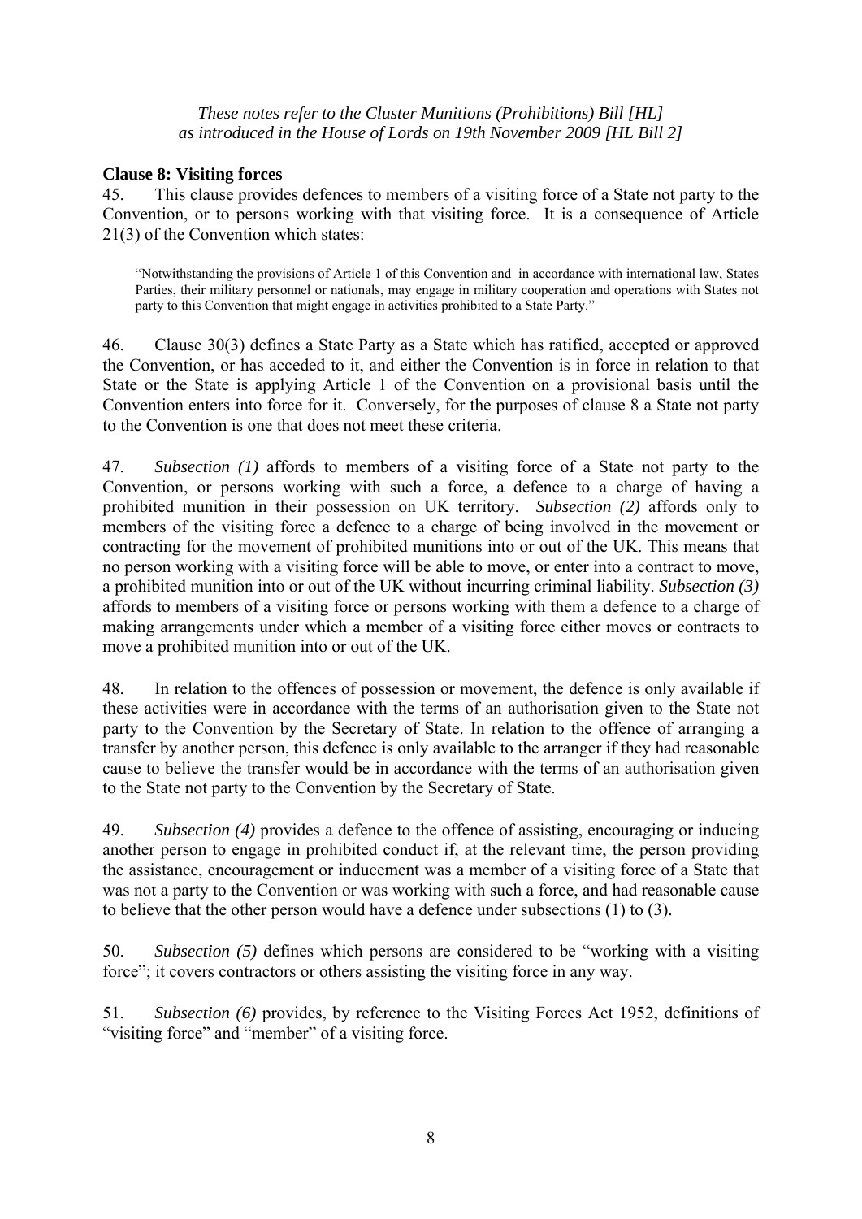*These notes refer to the Cluster Munitions (Prohibitions) Bill [HL] as introduced in the House of Lords on 19th November 2009 [HL Bill 2]*

**Clause 8: Visiting forces**

45. This clause provides defences to members of a visiting force of a State not party to the Convention, or to persons working with that visiting force. It is a consequence of Article 21(3) of the Convention which states:

> "Notwithstanding the provisions of Article 1 of this Convention and in accordance with international law, States Parties, their military personnel or nationals, may engage in military cooperation and operations with States not party to this Convention that might engage in activities prohibited to a State Party."

46. Clause 30(3) defines a State Party as a State which has ratified, accepted or approved the Convention, or has acceded to it, and either the Convention is in force in relation to that State or the State is applying Article 1 of the Convention on a provisional basis until the Convention enters into force for it. Conversely, for the purposes of clause 8 a State not party to the Convention is one that does not meet these criteria.

47. *Subsection (1)* affords to members of a visiting force of a State not party to the Convention, or persons working with such a force, a defence to a charge of having a prohibited munition in their possession on UK territory. *Subsection (2)* affords only to members of the visiting force a defence to a charge of being involved in the movement or contracting for the movement of prohibited munitions into or out of the UK. This means that no person working with a visiting force will be able to move, or enter into a contract to move, a prohibited munition into or out of the UK without incurring criminal liability. *Subsection (3)* affords to members of a visiting force or persons working with them a defence to a charge of making arrangements under which a member of a visiting force either moves or contracts to move a prohibited munition into or out of the UK.

48. In relation to the offences of possession or movement, the defence is only available if these activities were in accordance with the terms of an authorisation given to the State not party to the Convention by the Secretary of State. In relation to the offence of arranging a transfer by another person, this defence is only available to the arranger if they had reasonable cause to believe the transfer would be in accordance with the terms of an authorisation given to the State not party to the Convention by the Secretary of State.

49. *Subsection (4)* provides a defence to the offence of assisting, encouraging or inducing another person to engage in prohibited conduct if, at the relevant time, the person providing the assistance, encouragement or inducement was a member of a visiting force of a State that was not a party to the Convention or was working with such a force, and had reasonable cause to believe that the other person would have a defence under subsections (1) to (3).

50. *Subsection (5)* defines which persons are considered to be "working with a visiting force"; it covers contractors or others assisting the visiting force in any way.

51. *Subsection (6)* provides, by reference to the Visiting Forces Act 1952, definitions of "visiting force" and "member" of a visiting force.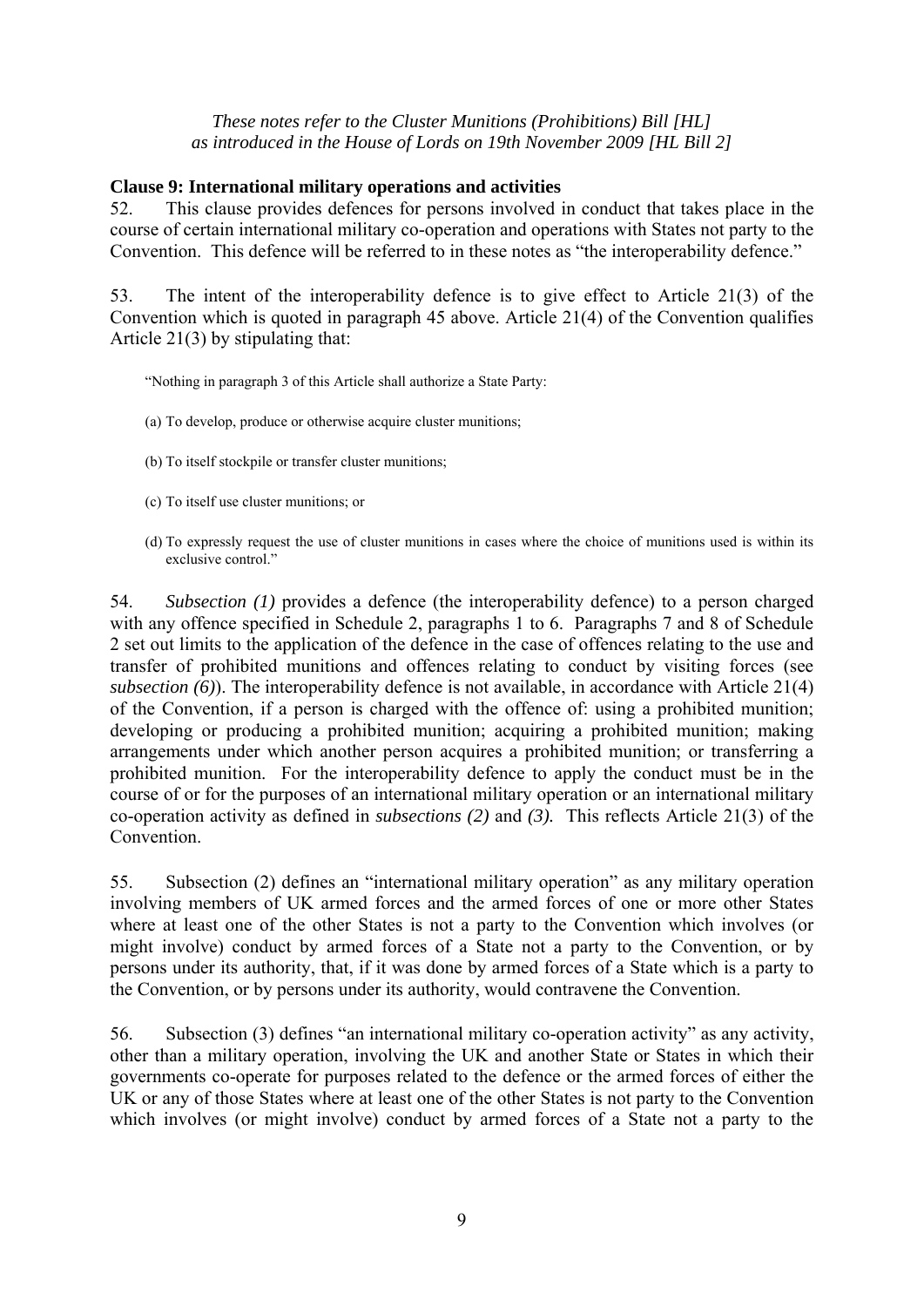*These notes refer to the Cluster Munitions (Prohibitions) Bill [HL] as introduced in the House of Lords on 19th November 2009 [HL Bill 2]*

**Clause 9: International military operations and activities**

52. This clause provides defences for persons involved in conduct that takes place in the course of certain international military co-operation and operations with States not party to the Convention. This defence will be referred to in these notes as "the interoperability defence."

53. The intent of the interoperability defence is to give effect to Article 21(3) of the Convention which is quoted in paragraph 45 above. Article 21(4) of the Convention qualifies Article 21(3) by stipulating that:

> "Nothing in paragraph 3 of this Article shall authorize a State Party:
>
> (a) To develop, produce or otherwise acquire cluster munitions;
>
> (b) To itself stockpile or transfer cluster munitions;
>
> (c) To itself use cluster munitions; or
>
> (d) To expressly request the use of cluster munitions in cases where the choice of munitions used is within its exclusive control."

54. *Subsection (1)* provides a defence (the interoperability defence) to a person charged with any offence specified in Schedule 2, paragraphs 1 to 6. Paragraphs 7 and 8 of Schedule 2 set out limits to the application of the defence in the case of offences relating to the use and transfer of prohibited munitions and offences relating to conduct by visiting forces (see *subsection (6)*). The interoperability defence is not available, in accordance with Article 21(4) of the Convention, if a person is charged with the offence of: using a prohibited munition; developing or producing a prohibited munition; acquiring a prohibited munition; making arrangements under which another person acquires a prohibited munition; or transferring a prohibited munition. For the interoperability defence to apply the conduct must be in the course of or for the purposes of an international military operation or an international military co-operation activity as defined in *subsections (2)* and *(3).* This reflects Article 21(3) of the Convention.

55. Subsection (2) defines an "international military operation" as any military operation involving members of UK armed forces and the armed forces of one or more other States where at least one of the other States is not a party to the Convention which involves (or might involve) conduct by armed forces of a State not a party to the Convention, or by persons under its authority, that, if it was done by armed forces of a State which is a party to the Convention, or by persons under its authority, would contravene the Convention.

56. Subsection (3) defines "an international military co-operation activity" as any activity, other than a military operation, involving the UK and another State or States in which their governments co-operate for purposes related to the defence or the armed forces of either the UK or any of those States where at least one of the other States is not party to the Convention which involves (or might involve) conduct by armed forces of a State not a party to the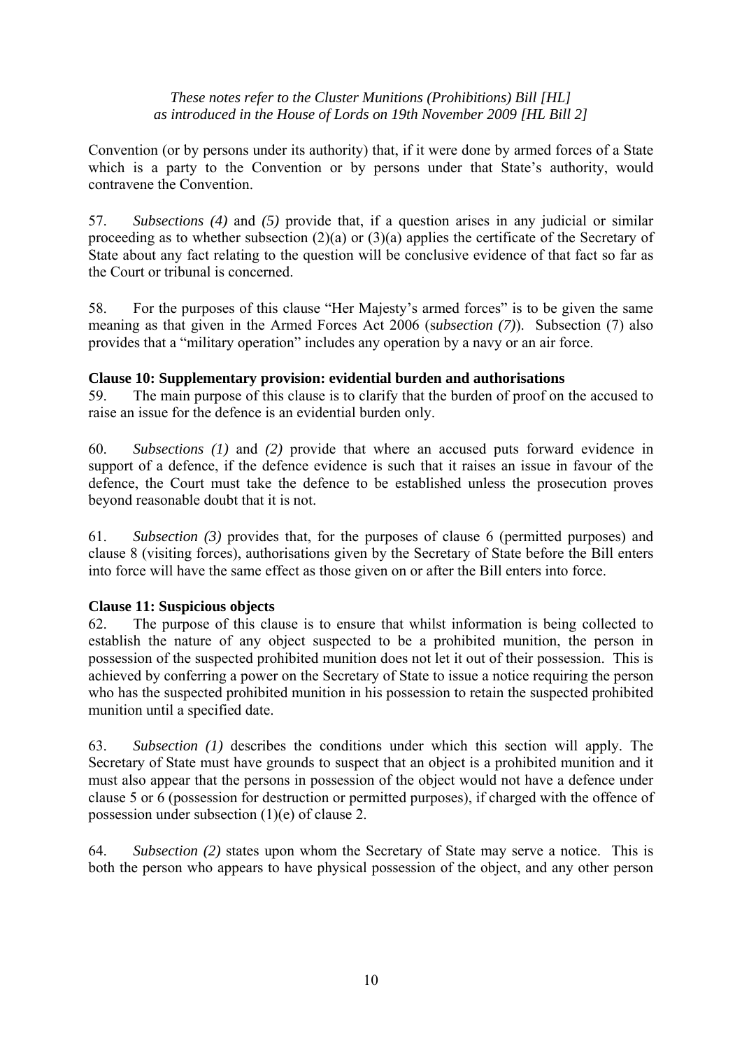Convention (or by persons under its authority) that, if it were done by armed forces of a State which is a party to the Convention or by persons under that State's authority, would contravene the Convention.

57. *Subsections (4)* and *(5)* provide that, if a question arises in any judicial or similar proceeding as to whether subsection (2)(a) or (3)(a) applies the certificate of the Secretary of State about any fact relating to the question will be conclusive evidence of that fact so far as the Court or tribunal is concerned.

58. For the purposes of this clause "Her Majesty's armed forces" is to be given the same meaning as that given in the Armed Forces Act 2006 (s*ubsection (7)*). Subsection (7) also provides that a "military operation" includes any operation by a navy or an air force.

**Clause 10: Supplementary provision: evidential burden and authorisations**

59. The main purpose of this clause is to clarify that the burden of proof on the accused to raise an issue for the defence is an evidential burden only.

60. *Subsections (1)* and *(2)* provide that where an accused puts forward evidence in support of a defence, if the defence evidence is such that it raises an issue in favour of the defence, the Court must take the defence to be established unless the prosecution proves beyond reasonable doubt that it is not.

61. *Subsection (3)* provides that, for the purposes of clause 6 (permitted purposes) and clause 8 (visiting forces), authorisations given by the Secretary of State before the Bill enters into force will have the same effect as those given on or after the Bill enters into force.

**Clause 11: Suspicious objects**

62. The purpose of this clause is to ensure that whilst information is being collected to establish the nature of any object suspected to be a prohibited munition, the person in possession of the suspected prohibited munition does not let it out of their possession. This is achieved by conferring a power on the Secretary of State to issue a notice requiring the person who has the suspected prohibited munition in his possession to retain the suspected prohibited munition until a specified date.

63. *Subsection (1)* describes the conditions under which this section will apply. The Secretary of State must have grounds to suspect that an object is a prohibited munition and it must also appear that the persons in possession of the object would not have a defence under clause 5 or 6 (possession for destruction or permitted purposes), if charged with the offence of possession under subsection (1)(e) of clause 2.

64. *Subsection (2)* states upon whom the Secretary of State may serve a notice. This is both the person who appears to have physical possession of the object, and any other person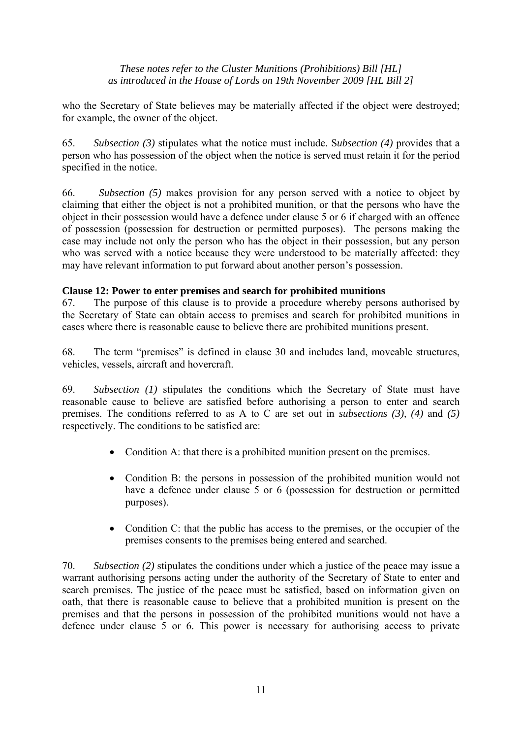who the Secretary of State believes may be materially affected if the object were destroyed; for example, the owner of the object.

65. *Subsection (3)* stipulates what the notice must include. S*ubsection (4)* provides that a person who has possession of the object when the notice is served must retain it for the period specified in the notice.

66. *Subsection (5)* makes provision for any person served with a notice to object by claiming that either the object is not a prohibited munition, or that the persons who have the object in their possession would have a defence under clause 5 or 6 if charged with an offence of possession (possession for destruction or permitted purposes). The persons making the case may include not only the person who has the object in their possession, but any person who was served with a notice because they were understood to be materially affected: they may have relevant information to put forward about another person's possession.

**Clause 12: Power to enter premises and search for prohibited munitions**

67. The purpose of this clause is to provide a procedure whereby persons authorised by the Secretary of State can obtain access to premises and search for prohibited munitions in cases where there is reasonable cause to believe there are prohibited munitions present.

68. The term "premises" is defined in clause 30 and includes land, moveable structures, vehicles, vessels, aircraft and hovercraft.

69. *Subsection (1)* stipulates the conditions which the Secretary of State must have reasonable cause to believe are satisfied before authorising a person to enter and search premises. The conditions referred to as A to C are set out in *subsections (3), (4)* and *(5)* respectively. The conditions to be satisfied are:

- Condition A: that there is a prohibited munition present on the premises.
- Condition B: the persons in possession of the prohibited munition would not have a defence under clause 5 or 6 (possession for destruction or permitted purposes).
- Condition C: that the public has access to the premises, or the occupier of the premises consents to the premises being entered and searched.

70. *Subsection (2)* stipulates the conditions under which a justice of the peace may issue a warrant authorising persons acting under the authority of the Secretary of State to enter and search premises. The justice of the peace must be satisfied, based on information given on oath, that there is reasonable cause to believe that a prohibited munition is present on the premises and that the persons in possession of the prohibited munitions would not have a defence under clause 5 or 6. This power is necessary for authorising access to private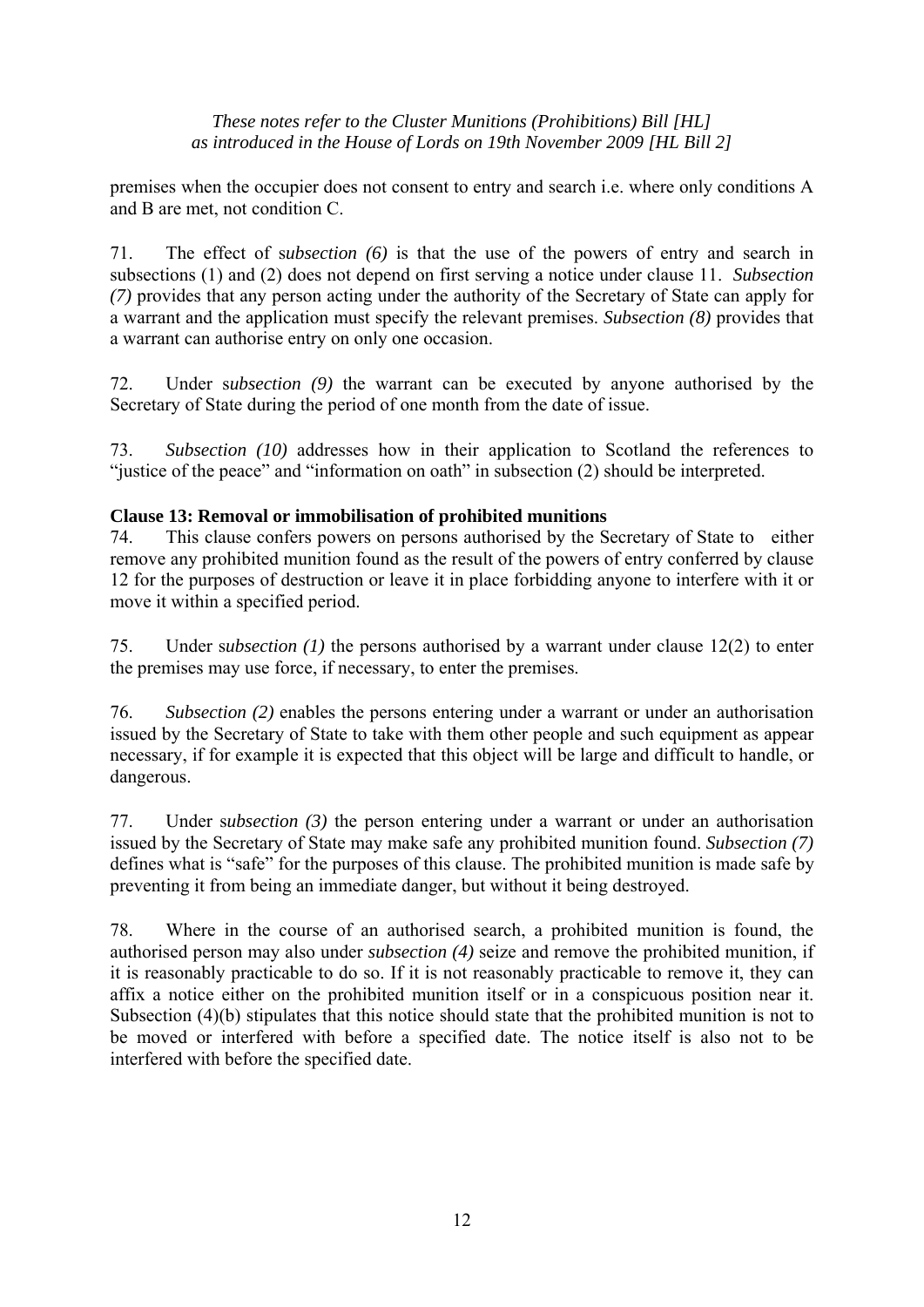premises when the occupier does not consent to entry and search i.e. where only conditions A and B are met, not condition C.

71. The effect of *subsection (6)* is that the use of the powers of entry and search in subsections (1) and (2) does not depend on first serving a notice under clause 11. *Subsection (7)* provides that any person acting under the authority of the Secretary of State can apply for a warrant and the application must specify the relevant premises. *Subsection (8)* provides that a warrant can authorise entry on only one occasion.

72. Under *subsection (9)* the warrant can be executed by anyone authorised by the Secretary of State during the period of one month from the date of issue.

73. *Subsection (10)* addresses how in their application to Scotland the references to "justice of the peace" and "information on oath" in subsection (2) should be interpreted.

**Clause 13: Removal or immobilisation of prohibited munitions**

74. This clause confers powers on persons authorised by the Secretary of State to either remove any prohibited munition found as the result of the powers of entry conferred by clause 12 for the purposes of destruction or leave it in place forbidding anyone to interfere with it or move it within a specified period.

75. Under *subsection (1)* the persons authorised by a warrant under clause 12(2) to enter the premises may use force, if necessary, to enter the premises.

76. *Subsection (2)* enables the persons entering under a warrant or under an authorisation issued by the Secretary of State to take with them other people and such equipment as appear necessary, if for example it is expected that this object will be large and difficult to handle, or dangerous.

77. Under *subsection (3)* the person entering under a warrant or under an authorisation issued by the Secretary of State may make safe any prohibited munition found. *Subsection (7)* defines what is "safe" for the purposes of this clause. The prohibited munition is made safe by preventing it from being an immediate danger, but without it being destroyed.

78. Where in the course of an authorised search, a prohibited munition is found, the authorised person may also under *subsection (4)* seize and remove the prohibited munition, if it is reasonably practicable to do so. If it is not reasonably practicable to remove it, they can affix a notice either on the prohibited munition itself or in a conspicuous position near it. Subsection (4)(b) stipulates that this notice should state that the prohibited munition is not to be moved or interfered with before a specified date. The notice itself is also not to be interfered with before the specified date.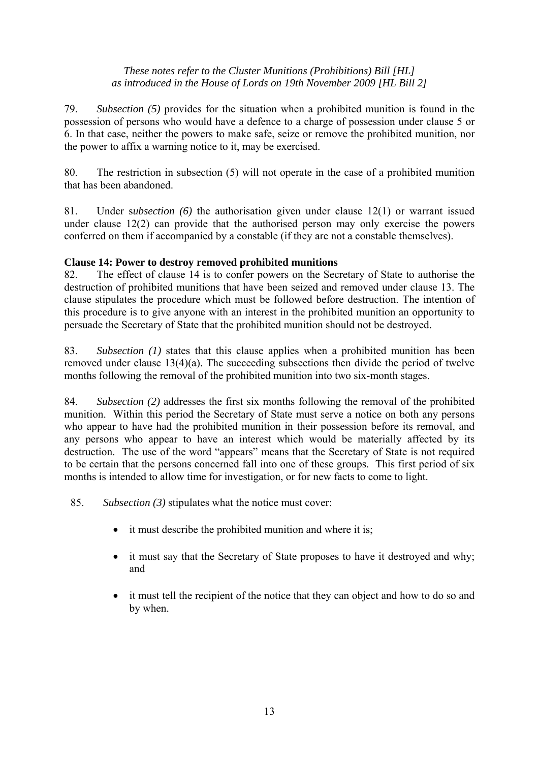79. *Subsection (5)* provides for the situation when a prohibited munition is found in the possession of persons who would have a defence to a charge of possession under clause 5 or 6. In that case, neither the powers to make safe, seize or remove the prohibited munition, nor the power to affix a warning notice to it, may be exercised.

80. The restriction in subsection (5) will not operate in the case of a prohibited munition that has been abandoned.

81. Under *subsection (6)* the authorisation given under clause 12(1) or warrant issued under clause 12(2) can provide that the authorised person may only exercise the powers conferred on them if accompanied by a constable (if they are not a constable themselves).

**Clause 14: Power to destroy removed prohibited munitions**

82. The effect of clause 14 is to confer powers on the Secretary of State to authorise the destruction of prohibited munitions that have been seized and removed under clause 13. The clause stipulates the procedure which must be followed before destruction. The intention of this procedure is to give anyone with an interest in the prohibited munition an opportunity to persuade the Secretary of State that the prohibited munition should not be destroyed.

83. *Subsection (1)* states that this clause applies when a prohibited munition has been removed under clause 13(4)(a). The succeeding subsections then divide the period of twelve months following the removal of the prohibited munition into two six-month stages.

84. *Subsection (2)* addresses the first six months following the removal of the prohibited munition. Within this period the Secretary of State must serve a notice on both any persons who appear to have had the prohibited munition in their possession before its removal, and any persons who appear to have an interest which would be materially affected by its destruction. The use of the word "appears" means that the Secretary of State is not required to be certain that the persons concerned fall into one of these groups. This first period of six months is intended to allow time for investigation, or for new facts to come to light.

85. *Subsection (3)* stipulates what the notice must cover:

- it must describe the prohibited munition and where it is;
- it must say that the Secretary of State proposes to have it destroyed and why; and
- it must tell the recipient of the notice that they can object and how to do so and by when.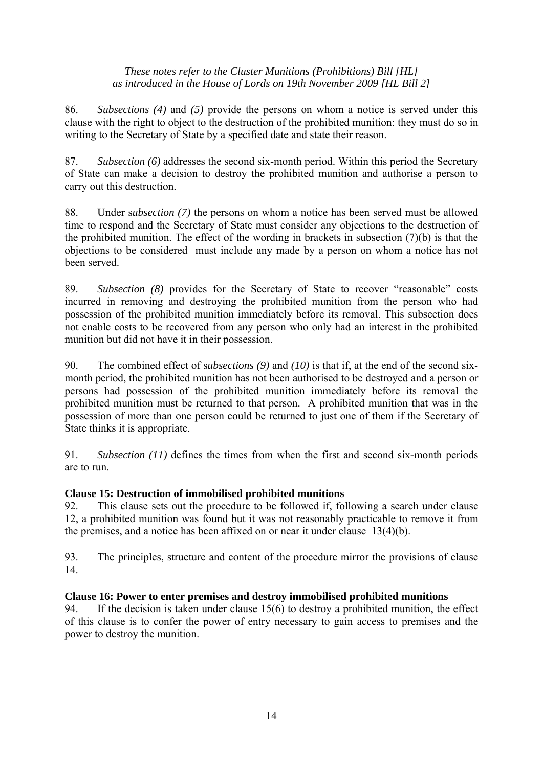86. *Subsections (4)* and *(5)* provide the persons on whom a notice is served under this clause with the right to object to the destruction of the prohibited munition: they must do so in writing to the Secretary of State by a specified date and state their reason.

87. *Subsection (6)* addresses the second six-month period. Within this period the Secretary of State can make a decision to destroy the prohibited munition and authorise a person to carry out this destruction.

88. Under s*ubsection (7)* the persons on whom a notice has been served must be allowed time to respond and the Secretary of State must consider any objections to the destruction of the prohibited munition. The effect of the wording in brackets in subsection (7)(b) is that the objections to be considered must include any made by a person on whom a notice has not been served.

89. *Subsection (8)* provides for the Secretary of State to recover "reasonable" costs incurred in removing and destroying the prohibited munition from the person who had possession of the prohibited munition immediately before its removal. This subsection does not enable costs to be recovered from any person who only had an interest in the prohibited munition but did not have it in their possession.

90. The combined effect of s*ubsections (9)* and *(10)* is that if, at the end of the second six-month period, the prohibited munition has not been authorised to be destroyed and a person or persons had possession of the prohibited munition immediately before its removal the prohibited munition must be returned to that person. A prohibited munition that was in the possession of more than one person could be returned to just one of them if the Secretary of State thinks it is appropriate.

91. *Subsection (11)* defines the times from when the first and second six-month periods are to run.

### Clause 15: Destruction of immobilised prohibited munitions

92. This clause sets out the procedure to be followed if, following a search under clause 12, a prohibited munition was found but it was not reasonably practicable to remove it from the premises, and a notice has been affixed on or near it under clause 13(4)(b).

93. The principles, structure and content of the procedure mirror the provisions of clause 14.

### Clause 16: Power to enter premises and destroy immobilised prohibited munitions

94. If the decision is taken under clause 15(6) to destroy a prohibited munition, the effect of this clause is to confer the power of entry necessary to gain access to premises and the power to destroy the munition.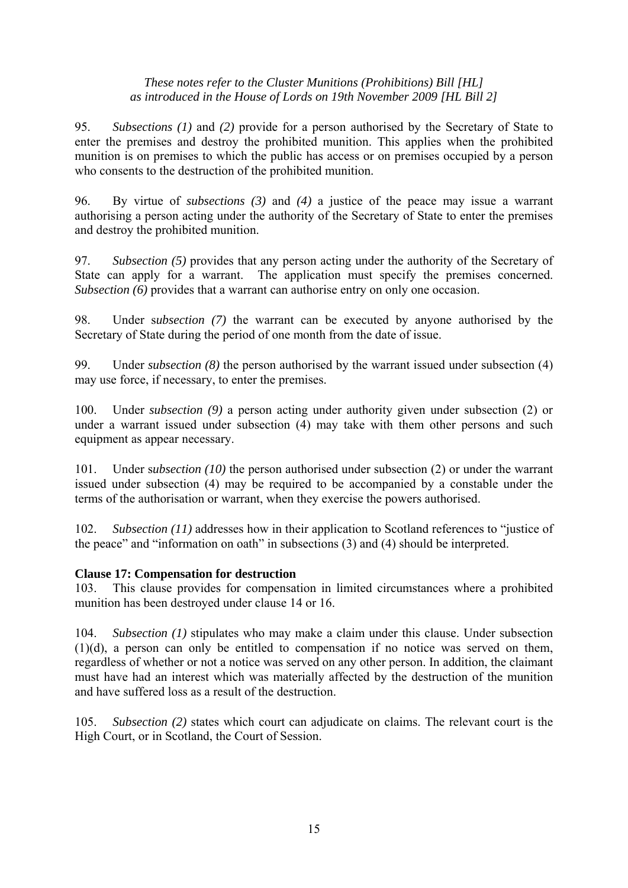*These notes refer to the Cluster Munitions (Prohibitions) Bill [HL] as introduced in the House of Lords on 19th November 2009 [HL Bill 2]*

95. *Subsections (1)* and *(2)* provide for a person authorised by the Secretary of State to enter the premises and destroy the prohibited munition. This applies when the prohibited munition is on premises to which the public has access or on premises occupied by a person who consents to the destruction of the prohibited munition.

96. By virtue of *subsections (3)* and *(4)* a justice of the peace may issue a warrant authorising a person acting under the authority of the Secretary of State to enter the premises and destroy the prohibited munition.

97. *Subsection (5)* provides that any person acting under the authority of the Secretary of State can apply for a warrant. The application must specify the premises concerned. *Subsection (6)* provides that a warrant can authorise entry on only one occasion.

98. Under s*ubsection (7)* the warrant can be executed by anyone authorised by the Secretary of State during the period of one month from the date of issue.

99. Under *subsection (8)* the person authorised by the warrant issued under subsection (4) may use force, if necessary, to enter the premises.

100. Under *subsection (9)* a person acting under authority given under subsection (2) or under a warrant issued under subsection (4) may take with them other persons and such equipment as appear necessary.

101. Under s*ubsection (10)* the person authorised under subsection (2) or under the warrant issued under subsection (4) may be required to be accompanied by a constable under the terms of the authorisation or warrant, when they exercise the powers authorised.

102. *Subsection (11)* addresses how in their application to Scotland references to "justice of the peace" and "information on oath" in subsections (3) and (4) should be interpreted.

**Clause 17: Compensation for destruction**

103. This clause provides for compensation in limited circumstances where a prohibited munition has been destroyed under clause 14 or 16.

104. *Subsection (1)* stipulates who may make a claim under this clause. Under subsection (1)(d), a person can only be entitled to compensation if no notice was served on them, regardless of whether or not a notice was served on any other person. In addition, the claimant must have had an interest which was materially affected by the destruction of the munition and have suffered loss as a result of the destruction.

105. *Subsection (2)* states which court can adjudicate on claims. The relevant court is the High Court, or in Scotland, the Court of Session.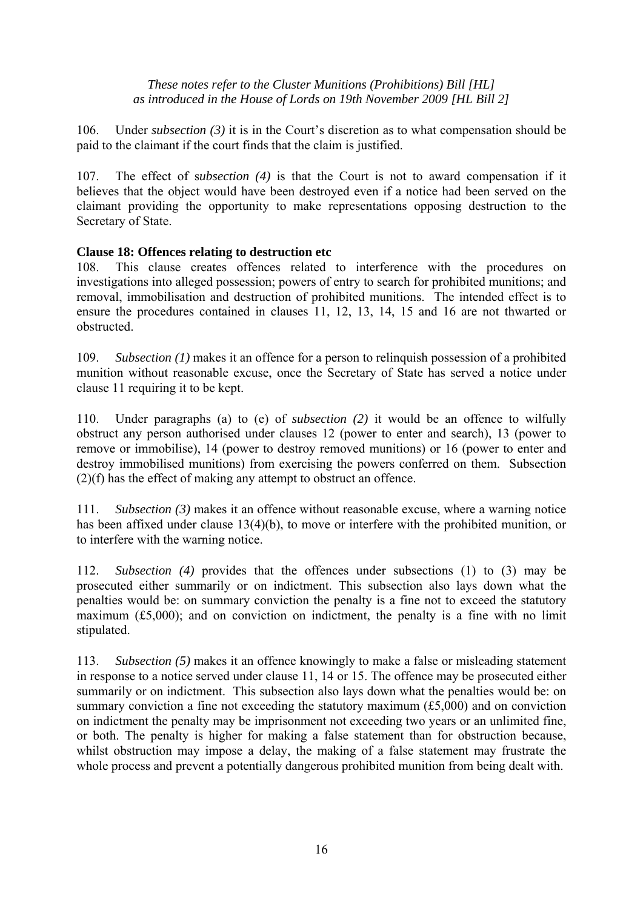106. Under *subsection (3)* it is in the Court's discretion as to what compensation should be paid to the claimant if the court finds that the claim is justified.

107. The effect of s*ubsection (4)* is that the Court is not to award compensation if it believes that the object would have been destroyed even if a notice had been served on the claimant providing the opportunity to make representations opposing destruction to the Secretary of State.

**Clause 18: Offences relating to destruction etc**

108. This clause creates offences related to interference with the procedures on investigations into alleged possession; powers of entry to search for prohibited munitions; and removal, immobilisation and destruction of prohibited munitions. The intended effect is to ensure the procedures contained in clauses 11, 12, 13, 14, 15 and 16 are not thwarted or obstructed.

109. *Subsection (1)* makes it an offence for a person to relinquish possession of a prohibited munition without reasonable excuse, once the Secretary of State has served a notice under clause 11 requiring it to be kept.

110. Under paragraphs (a) to (e) of *subsection (2)* it would be an offence to wilfully obstruct any person authorised under clauses 12 (power to enter and search), 13 (power to remove or immobilise), 14 (power to destroy removed munitions) or 16 (power to enter and destroy immobilised munitions) from exercising the powers conferred on them. Subsection (2)(f) has the effect of making any attempt to obstruct an offence.

111. *Subsection (3)* makes it an offence without reasonable excuse, where a warning notice has been affixed under clause 13(4)(b), to move or interfere with the prohibited munition, or to interfere with the warning notice.

112. *Subsection (4)* provides that the offences under subsections (1) to (3) may be prosecuted either summarily or on indictment. This subsection also lays down what the penalties would be: on summary conviction the penalty is a fine not to exceed the statutory maximum (£5,000); and on conviction on indictment, the penalty is a fine with no limit stipulated.

113. *Subsection (5)* makes it an offence knowingly to make a false or misleading statement in response to a notice served under clause 11, 14 or 15. The offence may be prosecuted either summarily or on indictment. This subsection also lays down what the penalties would be: on summary conviction a fine not exceeding the statutory maximum (£5,000) and on conviction on indictment the penalty may be imprisonment not exceeding two years or an unlimited fine, or both. The penalty is higher for making a false statement than for obstruction because, whilst obstruction may impose a delay, the making of a false statement may frustrate the whole process and prevent a potentially dangerous prohibited munition from being dealt with.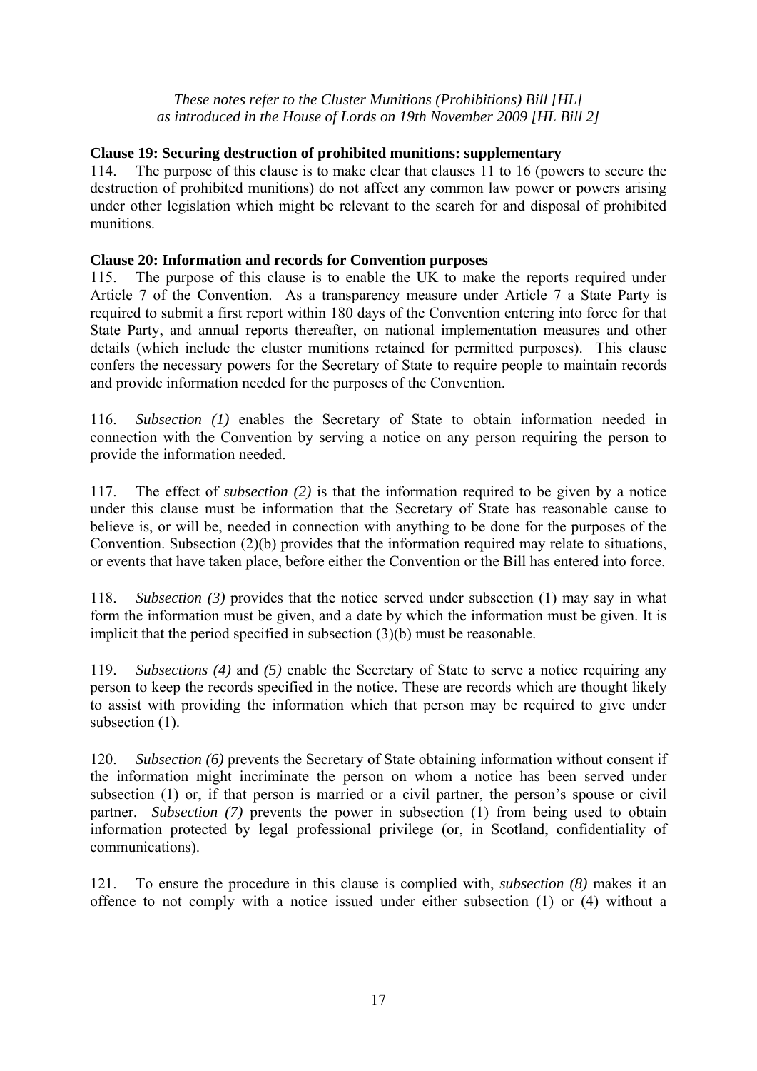*These notes refer to the Cluster Munitions (Prohibitions) Bill [HL] as introduced in the House of Lords on 19th November 2009 [HL Bill 2]*

**Clause 19: Securing destruction of prohibited munitions: supplementary**

114. The purpose of this clause is to make clear that clauses 11 to 16 (powers to secure the destruction of prohibited munitions) do not affect any common law power or powers arising under other legislation which might be relevant to the search for and disposal of prohibited munitions.

**Clause 20: Information and records for Convention purposes**

115. The purpose of this clause is to enable the UK to make the reports required under Article 7 of the Convention. As a transparency measure under Article 7 a State Party is required to submit a first report within 180 days of the Convention entering into force for that State Party, and annual reports thereafter, on national implementation measures and other details (which include the cluster munitions retained for permitted purposes). This clause confers the necessary powers for the Secretary of State to require people to maintain records and provide information needed for the purposes of the Convention.

116. *Subsection (1)* enables the Secretary of State to obtain information needed in connection with the Convention by serving a notice on any person requiring the person to provide the information needed.

117. The effect of *subsection (2)* is that the information required to be given by a notice under this clause must be information that the Secretary of State has reasonable cause to believe is, or will be, needed in connection with anything to be done for the purposes of the Convention. Subsection (2)(b) provides that the information required may relate to situations, or events that have taken place, before either the Convention or the Bill has entered into force.

118. *Subsection (3)* provides that the notice served under subsection (1) may say in what form the information must be given, and a date by which the information must be given. It is implicit that the period specified in subsection (3)(b) must be reasonable.

119. *Subsections (4)* and *(5)* enable the Secretary of State to serve a notice requiring any person to keep the records specified in the notice. These are records which are thought likely to assist with providing the information which that person may be required to give under subsection (1).

120. *Subsection (6)* prevents the Secretary of State obtaining information without consent if the information might incriminate the person on whom a notice has been served under subsection (1) or, if that person is married or a civil partner, the person's spouse or civil partner. *Subsection (7)* prevents the power in subsection (1) from being used to obtain information protected by legal professional privilege (or, in Scotland, confidentiality of communications).

121. To ensure the procedure in this clause is complied with, *subsection (8)* makes it an offence to not comply with a notice issued under either subsection (1) or (4) without a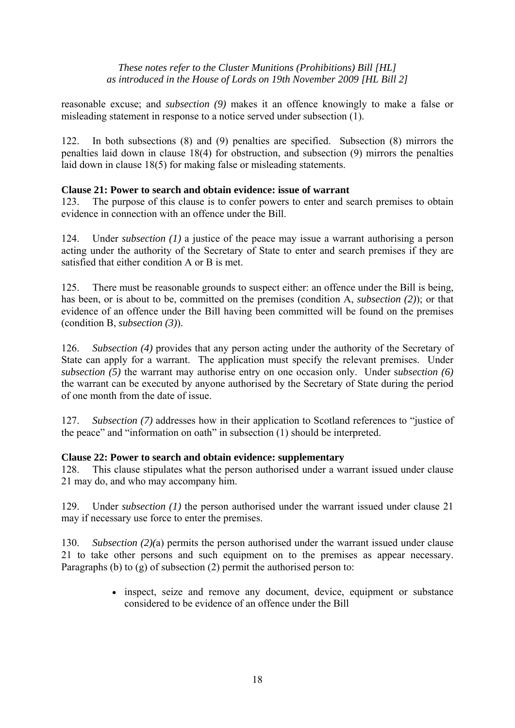reasonable excuse; and *subsection (9)* makes it an offence knowingly to make a false or misleading statement in response to a notice served under subsection (1).

122. In both subsections (8) and (9) penalties are specified. Subsection (8) mirrors the penalties laid down in clause 18(4) for obstruction, and subsection (9) mirrors the penalties laid down in clause 18(5) for making false or misleading statements.

**Clause 21: Power to search and obtain evidence: issue of warrant**

123. The purpose of this clause is to confer powers to enter and search premises to obtain evidence in connection with an offence under the Bill.

124. Under *subsection (1)* a justice of the peace may issue a warrant authorising a person acting under the authority of the Secretary of State to enter and search premises if they are satisfied that either condition A or B is met.

125. There must be reasonable grounds to suspect either: an offence under the Bill is being, has been, or is about to be, committed on the premises (condition A, *subsection (2)*); or that evidence of an offence under the Bill having been committed will be found on the premises (condition B, *subsection (3)*).

126. *Subsection (4)* provides that any person acting under the authority of the Secretary of State can apply for a warrant. The application must specify the relevant premises. Under *subsection (5)* the warrant may authorise entry on one occasion only. Under s*ubsection (6)* the warrant can be executed by anyone authorised by the Secretary of State during the period of one month from the date of issue.

127. *Subsection (7)* addresses how in their application to Scotland references to "justice of the peace" and "information on oath" in subsection (1) should be interpreted.

**Clause 22: Power to search and obtain evidence: supplementary**

128. This clause stipulates what the person authorised under a warrant issued under clause 21 may do, and who may accompany him.

129. Under *subsection (1)* the person authorised under the warrant issued under clause 21 may if necessary use force to enter the premises.

130. *Subsection (2)(*a) permits the person authorised under the warrant issued under clause 21 to take other persons and such equipment on to the premises as appear necessary. Paragraphs (b) to (g) of subsection (2) permit the authorised person to:

- inspect, seize and remove any document, device, equipment or substance considered to be evidence of an offence under the Bill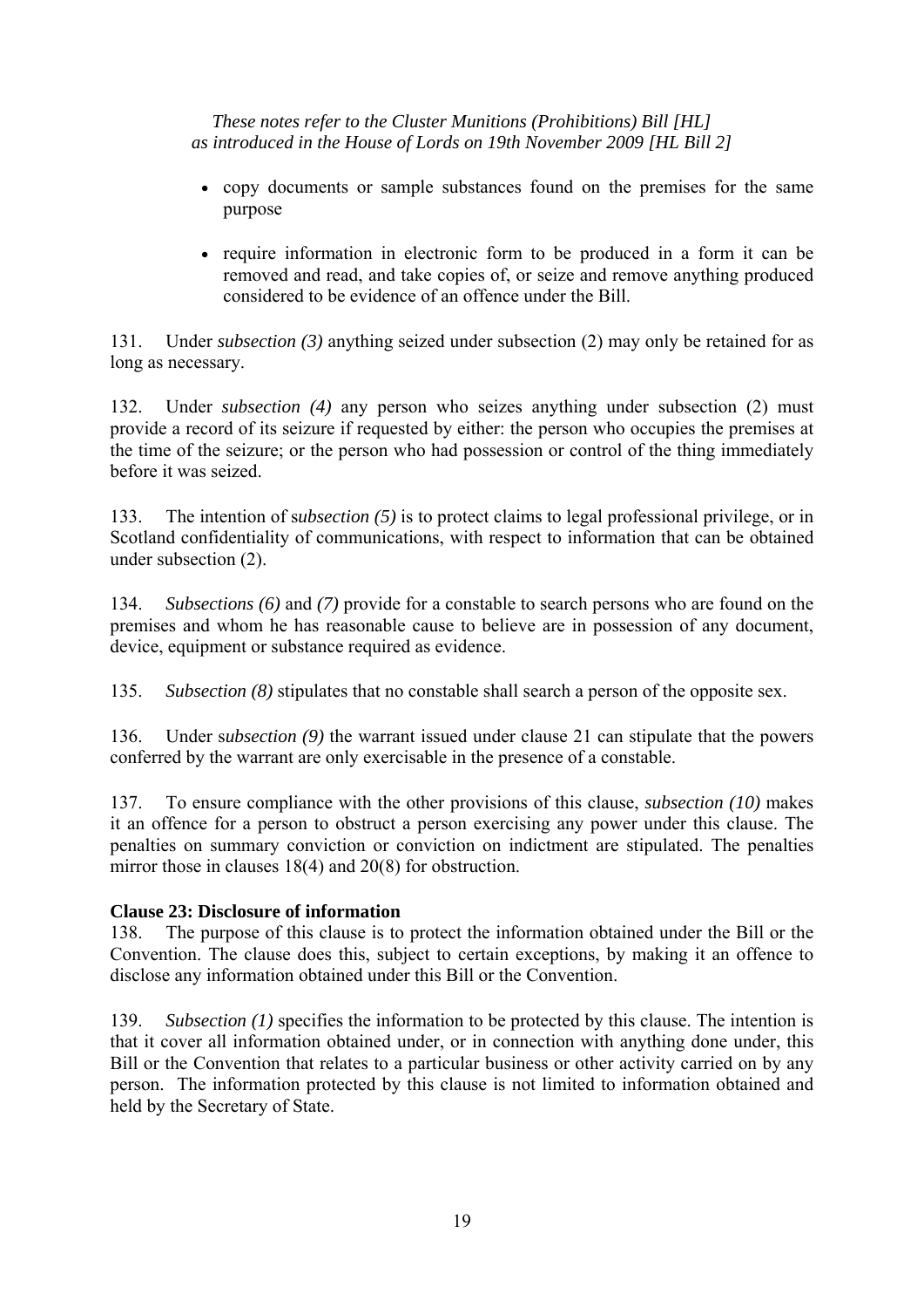- copy documents or sample substances found on the premises for the same purpose

- require information in electronic form to be produced in a form it can be removed and read, and take copies of, or seize and remove anything produced considered to be evidence of an offence under the Bill.

131. Under *subsection (3)* anything seized under subsection (2) may only be retained for as long as necessary.

132. Under *subsection (4)* any person who seizes anything under subsection (2) must provide a record of its seizure if requested by either: the person who occupies the premises at the time of the seizure; or the person who had possession or control of the thing immediately before it was seized.

133. The intention of s*ubsection (5)* is to protect claims to legal professional privilege, or in Scotland confidentiality of communications, with respect to information that can be obtained under subsection (2).

134. *Subsections (6)* and *(7)* provide for a constable to search persons who are found on the premises and whom he has reasonable cause to believe are in possession of any document, device, equipment or substance required as evidence.

135. *Subsection (8)* stipulates that no constable shall search a person of the opposite sex.

136. Under s*ubsection (9)* the warrant issued under clause 21 can stipulate that the powers conferred by the warrant are only exercisable in the presence of a constable.

137. To ensure compliance with the other provisions of this clause, *subsection (10)* makes it an offence for a person to obstruct a person exercising any power under this clause. The penalties on summary conviction or conviction on indictment are stipulated. The penalties mirror those in clauses 18(4) and 20(8) for obstruction.

**Clause 23: Disclosure of information**

138. The purpose of this clause is to protect the information obtained under the Bill or the Convention. The clause does this, subject to certain exceptions, by making it an offence to disclose any information obtained under this Bill or the Convention.

139. *Subsection (1)* specifies the information to be protected by this clause. The intention is that it cover all information obtained under, or in connection with anything done under, this Bill or the Convention that relates to a particular business or other activity carried on by any person. The information protected by this clause is not limited to information obtained and held by the Secretary of State.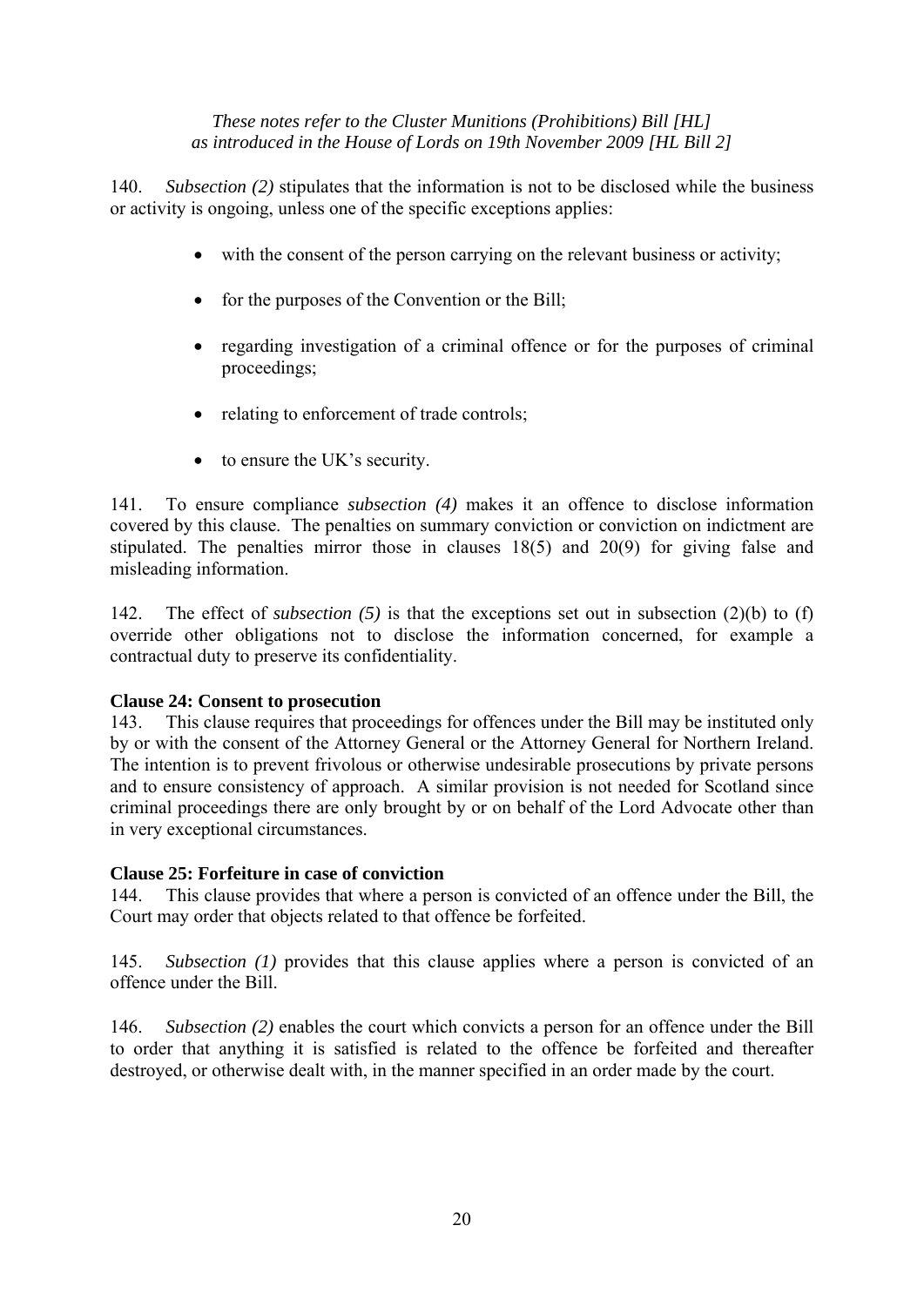140. *Subsection (2)* stipulates that the information is not to be disclosed while the business or activity is ongoing, unless one of the specific exceptions applies:

- with the consent of the person carrying on the relevant business or activity;
- for the purposes of the Convention or the Bill;
- regarding investigation of a criminal offence or for the purposes of criminal proceedings;
- relating to enforcement of trade controls;
- to ensure the UK's security.

141. To ensure compliance *subsection (4)* makes it an offence to disclose information covered by this clause. The penalties on summary conviction or conviction on indictment are stipulated. The penalties mirror those in clauses 18(5) and 20(9) for giving false and misleading information.

142. The effect of *subsection (5)* is that the exceptions set out in subsection (2)(b) to (f) override other obligations not to disclose the information concerned, for example a contractual duty to preserve its confidentiality.

**Clause 24: Consent to prosecution**

143. This clause requires that proceedings for offences under the Bill may be instituted only by or with the consent of the Attorney General or the Attorney General for Northern Ireland. The intention is to prevent frivolous or otherwise undesirable prosecutions by private persons and to ensure consistency of approach. A similar provision is not needed for Scotland since criminal proceedings there are only brought by or on behalf of the Lord Advocate other than in very exceptional circumstances.

**Clause 25: Forfeiture in case of conviction**

144. This clause provides that where a person is convicted of an offence under the Bill, the Court may order that objects related to that offence be forfeited.

145. *Subsection (1)* provides that this clause applies where a person is convicted of an offence under the Bill.

146. *Subsection (2)* enables the court which convicts a person for an offence under the Bill to order that anything it is satisfied is related to the offence be forfeited and thereafter destroyed, or otherwise dealt with, in the manner specified in an order made by the court.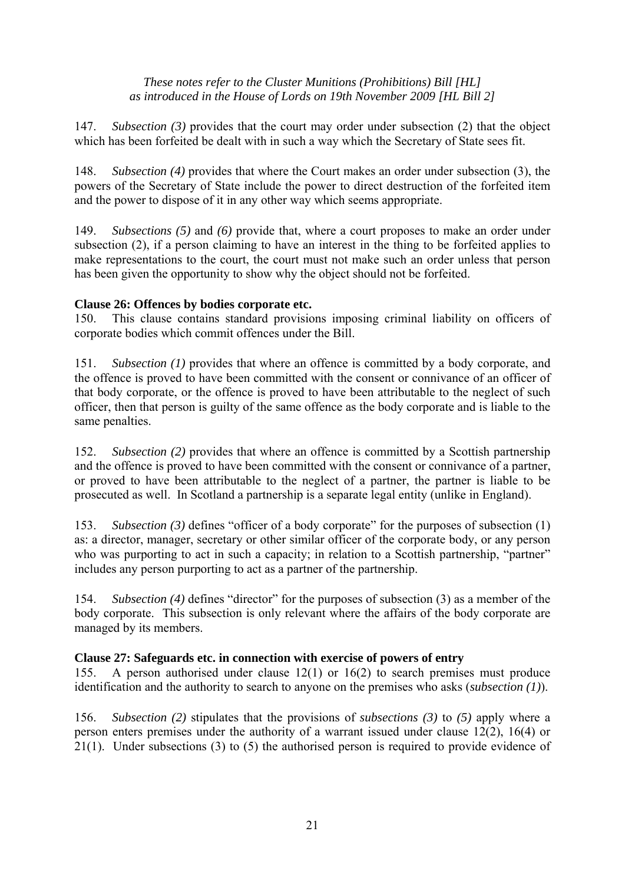147. *Subsection (3)* provides that the court may order under subsection (2) that the object which has been forfeited be dealt with in such a way which the Secretary of State sees fit.

148. *Subsection (4)* provides that where the Court makes an order under subsection (3), the powers of the Secretary of State include the power to direct destruction of the forfeited item and the power to dispose of it in any other way which seems appropriate.

149. *Subsections (5)* and *(6)* provide that, where a court proposes to make an order under subsection (2), if a person claiming to have an interest in the thing to be forfeited applies to make representations to the court, the court must not make such an order unless that person has been given the opportunity to show why the object should not be forfeited.

**Clause 26: Offences by bodies corporate etc.**

150. This clause contains standard provisions imposing criminal liability on officers of corporate bodies which commit offences under the Bill.

151. *Subsection (1)* provides that where an offence is committed by a body corporate, and the offence is proved to have been committed with the consent or connivance of an officer of that body corporate, or the offence is proved to have been attributable to the neglect of such officer, then that person is guilty of the same offence as the body corporate and is liable to the same penalties.

152. *Subsection (2)* provides that where an offence is committed by a Scottish partnership and the offence is proved to have been committed with the consent or connivance of a partner, or proved to have been attributable to the neglect of a partner, the partner is liable to be prosecuted as well. In Scotland a partnership is a separate legal entity (unlike in England).

153. *Subsection (3)* defines "officer of a body corporate" for the purposes of subsection (1) as: a director, manager, secretary or other similar officer of the corporate body, or any person who was purporting to act in such a capacity; in relation to a Scottish partnership, "partner" includes any person purporting to act as a partner of the partnership.

154. *Subsection (4)* defines "director" for the purposes of subsection (3) as a member of the body corporate. This subsection is only relevant where the affairs of the body corporate are managed by its members.

**Clause 27: Safeguards etc. in connection with exercise of powers of entry**

155. A person authorised under clause 12(1) or 16(2) to search premises must produce identification and the authority to search to anyone on the premises who asks (*subsection (1)*).

156. *Subsection (2)* stipulates that the provisions of *subsections (3)* to *(5)* apply where a person enters premises under the authority of a warrant issued under clause 12(2), 16(4) or 21(1). Under subsections (3) to (5) the authorised person is required to provide evidence of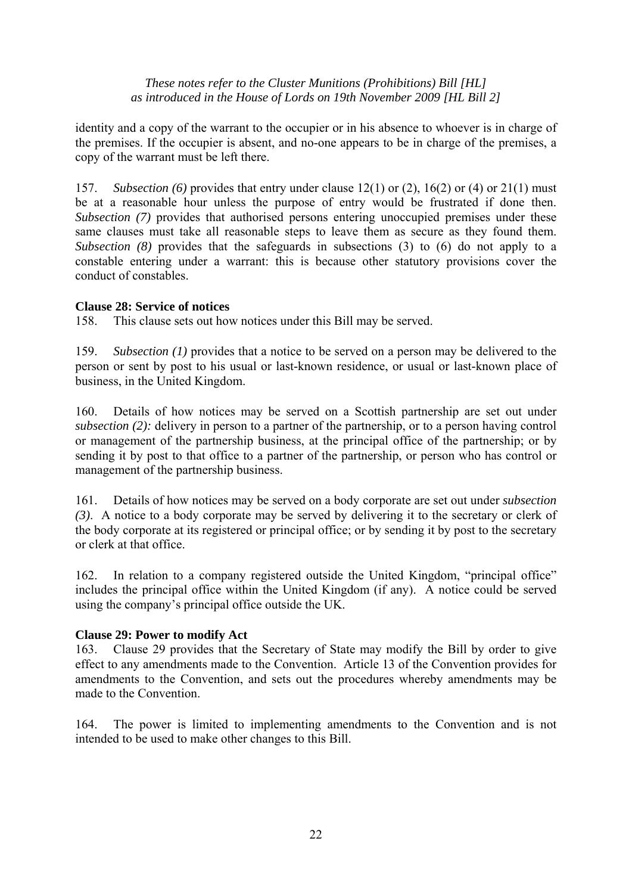identity and a copy of the warrant to the occupier or in his absence to whoever is in charge of the premises. If the occupier is absent, and no-one appears to be in charge of the premises, a copy of the warrant must be left there.

157. *Subsection (6)* provides that entry under clause 12(1) or (2), 16(2) or (4) or 21(1) must be at a reasonable hour unless the purpose of entry would be frustrated if done then. *Subsection (7)* provides that authorised persons entering unoccupied premises under these same clauses must take all reasonable steps to leave them as secure as they found them. *Subsection (8)* provides that the safeguards in subsections (3) to (6) do not apply to a constable entering under a warrant: this is because other statutory provisions cover the conduct of constables.

**Clause 28: Service of notices**

158. This clause sets out how notices under this Bill may be served.

159. *Subsection (1)* provides that a notice to be served on a person may be delivered to the person or sent by post to his usual or last-known residence, or usual or last-known place of business, in the United Kingdom.

160. Details of how notices may be served on a Scottish partnership are set out under *subsection (2):* delivery in person to a partner of the partnership, or to a person having control or management of the partnership business, at the principal office of the partnership; or by sending it by post to that office to a partner of the partnership, or person who has control or management of the partnership business.

161. Details of how notices may be served on a body corporate are set out under *subsection (3)*. A notice to a body corporate may be served by delivering it to the secretary or clerk of the body corporate at its registered or principal office; or by sending it by post to the secretary or clerk at that office.

162. In relation to a company registered outside the United Kingdom, "principal office" includes the principal office within the United Kingdom (if any). A notice could be served using the company's principal office outside the UK.

**Clause 29: Power to modify Act**

163. Clause 29 provides that the Secretary of State may modify the Bill by order to give effect to any amendments made to the Convention. Article 13 of the Convention provides for amendments to the Convention, and sets out the procedures whereby amendments may be made to the Convention.

164. The power is limited to implementing amendments to the Convention and is not intended to be used to make other changes to this Bill.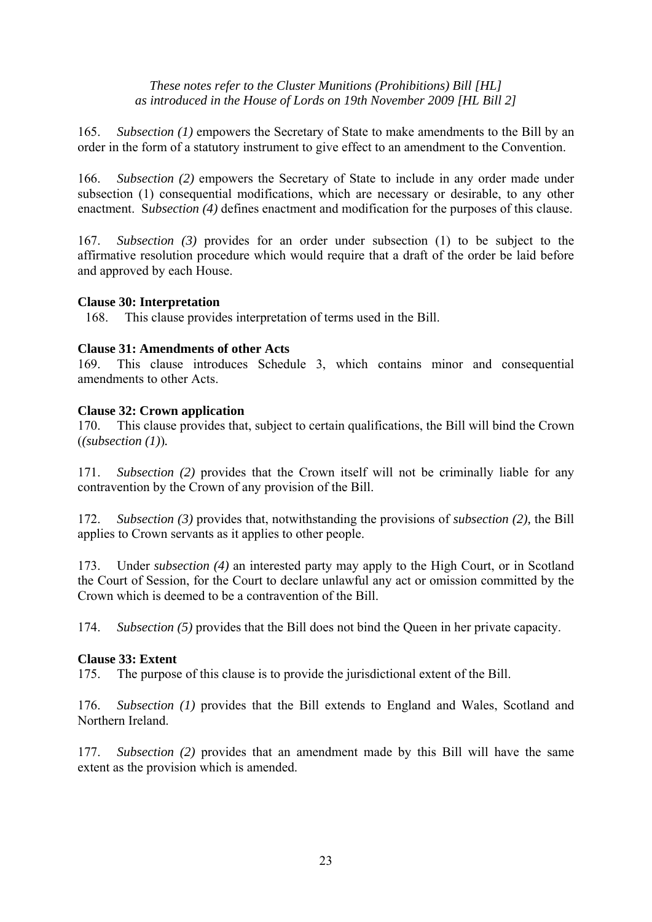*These notes refer to the Cluster Munitions (Prohibitions) Bill [HL] as introduced in the House of Lords on 19th November 2009 [HL Bill 2]*

165. *Subsection (1)* empowers the Secretary of State to make amendments to the Bill by an order in the form of a statutory instrument to give effect to an amendment to the Convention.

166. *Subsection (2)* empowers the Secretary of State to include in any order made under subsection (1) consequential modifications, which are necessary or desirable, to any other enactment. S*ubsection (4)* defines enactment and modification for the purposes of this clause.

167. *Subsection (3)* provides for an order under subsection (1) to be subject to the affirmative resolution procedure which would require that a draft of the order be laid before and approved by each House.

**Clause 30: Interpretation**

168. This clause provides interpretation of terms used in the Bill.

**Clause 31: Amendments of other Acts**

169. This clause introduces Schedule 3, which contains minor and consequential amendments to other Acts.

**Clause 32: Crown application**

170. This clause provides that, subject to certain qualifications, the Bill will bind the Crown (*(subsection (1)*).

171. *Subsection (2)* provides that the Crown itself will not be criminally liable for any contravention by the Crown of any provision of the Bill.

172. *Subsection (3)* provides that, notwithstanding the provisions of *subsection (2),* the Bill applies to Crown servants as it applies to other people.

173. Under *subsection (4)* an interested party may apply to the High Court, or in Scotland the Court of Session, for the Court to declare unlawful any act or omission committed by the Crown which is deemed to be a contravention of the Bill.

174. *Subsection (5)* provides that the Bill does not bind the Queen in her private capacity.

**Clause 33: Extent**

175. The purpose of this clause is to provide the jurisdictional extent of the Bill.

176. *Subsection (1)* provides that the Bill extends to England and Wales, Scotland and Northern Ireland.

177. *Subsection (2)* provides that an amendment made by this Bill will have the same extent as the provision which is amended.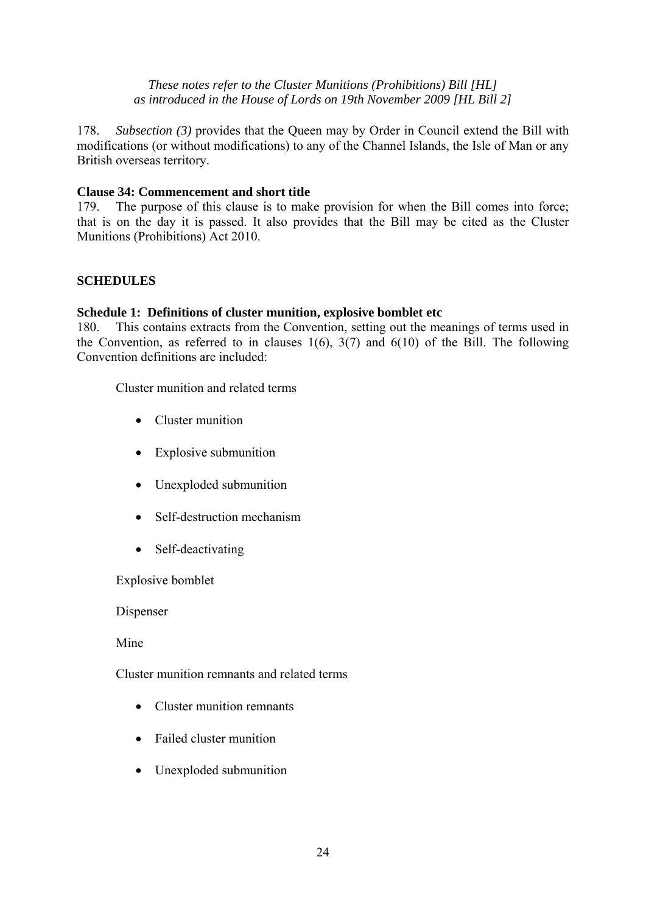*These notes refer to the Cluster Munitions (Prohibitions) Bill [HL] as introduced in the House of Lords on 19th November 2009 [HL Bill 2]*

178. *Subsection (3)* provides that the Queen may by Order in Council extend the Bill with modifications (or without modifications) to any of the Channel Islands, the Isle of Man or any British overseas territory.

**Clause 34: Commencement and short title**

179. The purpose of this clause is to make provision for when the Bill comes into force; that is on the day it is passed. It also provides that the Bill may be cited as the Cluster Munitions (Prohibitions) Act 2010.

**SCHEDULES**

**Schedule 1: Definitions of cluster munition, explosive bomblet etc**

180. This contains extracts from the Convention, setting out the meanings of terms used in the Convention, as referred to in clauses 1(6), 3(7) and 6(10) of the Bill. The following Convention definitions are included:

Cluster munition and related terms

- Cluster munition
- Explosive submunition
- Unexploded submunition
- Self-destruction mechanism
- Self-deactivating

Explosive bomblet

Dispenser

Mine

Cluster munition remnants and related terms

- Cluster munition remnants
- Failed cluster munition
- Unexploded submunition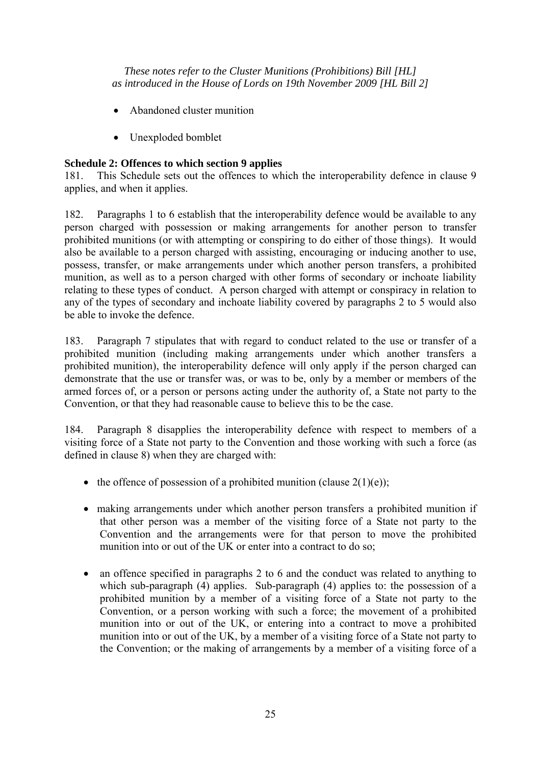- Abandoned cluster munition
- Unexploded bomblet

**Schedule 2: Offences to which section 9 applies**

181. This Schedule sets out the offences to which the interoperability defence in clause 9 applies, and when it applies.

182. Paragraphs 1 to 6 establish that the interoperability defence would be available to any person charged with possession or making arrangements for another person to transfer prohibited munitions (or with attempting or conspiring to do either of those things). It would also be available to a person charged with assisting, encouraging or inducing another to use, possess, transfer, or make arrangements under which another person transfers, a prohibited munition, as well as to a person charged with other forms of secondary or inchoate liability relating to these types of conduct. A person charged with attempt or conspiracy in relation to any of the types of secondary and inchoate liability covered by paragraphs 2 to 5 would also be able to invoke the defence.

183. Paragraph 7 stipulates that with regard to conduct related to the use or transfer of a prohibited munition (including making arrangements under which another transfers a prohibited munition), the interoperability defence will only apply if the person charged can demonstrate that the use or transfer was, or was to be, only by a member or members of the armed forces of, or a person or persons acting under the authority of, a State not party to the Convention, or that they had reasonable cause to believe this to be the case.

184. Paragraph 8 disapplies the interoperability defence with respect to members of a visiting force of a State not party to the Convention and those working with such a force (as defined in clause 8) when they are charged with:

- the offence of possession of a prohibited munition (clause 2(1)(e));
- making arrangements under which another person transfers a prohibited munition if that other person was a member of the visiting force of a State not party to the Convention and the arrangements were for that person to move the prohibited munition into or out of the UK or enter into a contract to do so;
- an offence specified in paragraphs 2 to 6 and the conduct was related to anything to which sub-paragraph (4) applies. Sub-paragraph (4) applies to: the possession of a prohibited munition by a member of a visiting force of a State not party to the Convention, or a person working with such a force; the movement of a prohibited munition into or out of the UK, or entering into a contract to move a prohibited munition into or out of the UK, by a member of a visiting force of a State not party to the Convention; or the making of arrangements by a member of a visiting force of a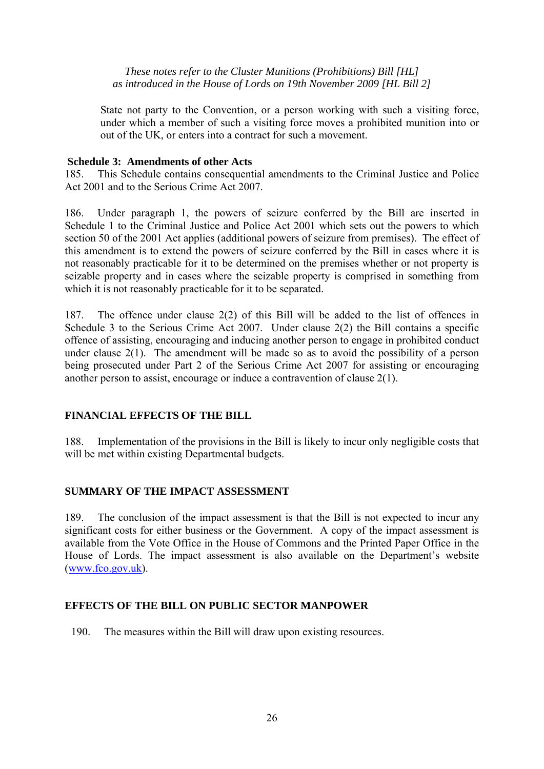*These notes refer to the Cluster Munitions (Prohibitions) Bill [HL] as introduced in the House of Lords on 19th November 2009 [HL Bill 2]*

State not party to the Convention, or a person working with such a visiting force, under which a member of such a visiting force moves a prohibited munition into or out of the UK, or enters into a contract for such a movement.

**Schedule 3: Amendments of other Acts**

185. This Schedule contains consequential amendments to the Criminal Justice and Police Act 2001 and to the Serious Crime Act 2007.

186. Under paragraph 1, the powers of seizure conferred by the Bill are inserted in Schedule 1 to the Criminal Justice and Police Act 2001 which sets out the powers to which section 50 of the 2001 Act applies (additional powers of seizure from premises). The effect of this amendment is to extend the powers of seizure conferred by the Bill in cases where it is not reasonably practicable for it to be determined on the premises whether or not property is seizable property and in cases where the seizable property is comprised in something from which it is not reasonably practicable for it to be separated.

187. The offence under clause 2(2) of this Bill will be added to the list of offences in Schedule 3 to the Serious Crime Act 2007. Under clause 2(2) the Bill contains a specific offence of assisting, encouraging and inducing another person to engage in prohibited conduct under clause 2(1). The amendment will be made so as to avoid the possibility of a person being prosecuted under Part 2 of the Serious Crime Act 2007 for assisting or encouraging another person to assist, encourage or induce a contravention of clause 2(1).

## FINANCIAL EFFECTS OF THE BILL

188. Implementation of the provisions in the Bill is likely to incur only negligible costs that will be met within existing Departmental budgets.

## SUMMARY OF THE IMPACT ASSESSMENT

189. The conclusion of the impact assessment is that the Bill is not expected to incur any significant costs for either business or the Government. A copy of the impact assessment is available from the Vote Office in the House of Commons and the Printed Paper Office in the House of Lords. The impact assessment is also available on the Department's website (www.fco.gov.uk).

## EFFECTS OF THE BILL ON PUBLIC SECTOR MANPOWER

190. The measures within the Bill will draw upon existing resources.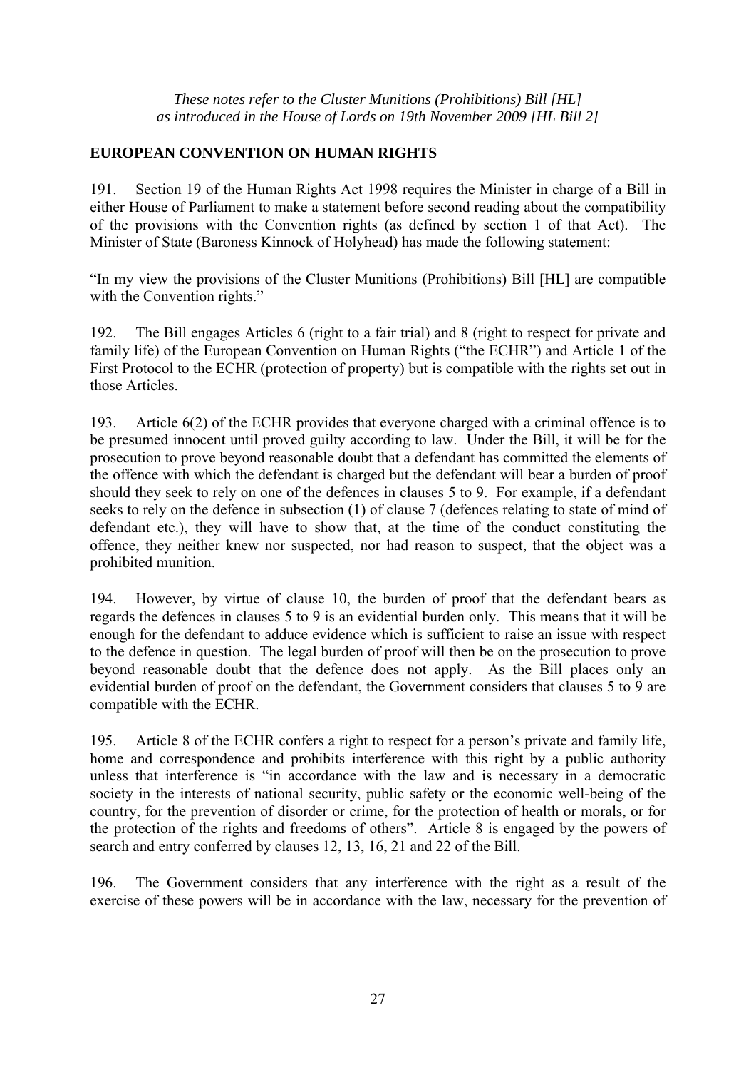*These notes refer to the Cluster Munitions (Prohibitions) Bill [HL] as introduced in the House of Lords on 19th November 2009 [HL Bill 2]*

## EUROPEAN CONVENTION ON HUMAN RIGHTS

191. Section 19 of the Human Rights Act 1998 requires the Minister in charge of a Bill in either House of Parliament to make a statement before second reading about the compatibility of the provisions with the Convention rights (as defined by section 1 of that Act). The Minister of State (Baroness Kinnock of Holyhead) has made the following statement:

"In my view the provisions of the Cluster Munitions (Prohibitions) Bill [HL] are compatible with the Convention rights."

192. The Bill engages Articles 6 (right to a fair trial) and 8 (right to respect for private and family life) of the European Convention on Human Rights ("the ECHR") and Article 1 of the First Protocol to the ECHR (protection of property) but is compatible with the rights set out in those Articles.

193. Article 6(2) of the ECHR provides that everyone charged with a criminal offence is to be presumed innocent until proved guilty according to law. Under the Bill, it will be for the prosecution to prove beyond reasonable doubt that a defendant has committed the elements of the offence with which the defendant is charged but the defendant will bear a burden of proof should they seek to rely on one of the defences in clauses 5 to 9. For example, if a defendant seeks to rely on the defence in subsection (1) of clause 7 (defences relating to state of mind of defendant etc.), they will have to show that, at the time of the conduct constituting the offence, they neither knew nor suspected, nor had reason to suspect, that the object was a prohibited munition.

194. However, by virtue of clause 10, the burden of proof that the defendant bears as regards the defences in clauses 5 to 9 is an evidential burden only. This means that it will be enough for the defendant to adduce evidence which is sufficient to raise an issue with respect to the defence in question. The legal burden of proof will then be on the prosecution to prove beyond reasonable doubt that the defence does not apply. As the Bill places only an evidential burden of proof on the defendant, the Government considers that clauses 5 to 9 are compatible with the ECHR.

195. Article 8 of the ECHR confers a right to respect for a person's private and family life, home and correspondence and prohibits interference with this right by a public authority unless that interference is "in accordance with the law and is necessary in a democratic society in the interests of national security, public safety or the economic well-being of the country, for the prevention of disorder or crime, for the protection of health or morals, or for the protection of the rights and freedoms of others". Article 8 is engaged by the powers of search and entry conferred by clauses 12, 13, 16, 21 and 22 of the Bill.

196. The Government considers that any interference with the right as a result of the exercise of these powers will be in accordance with the law, necessary for the prevention of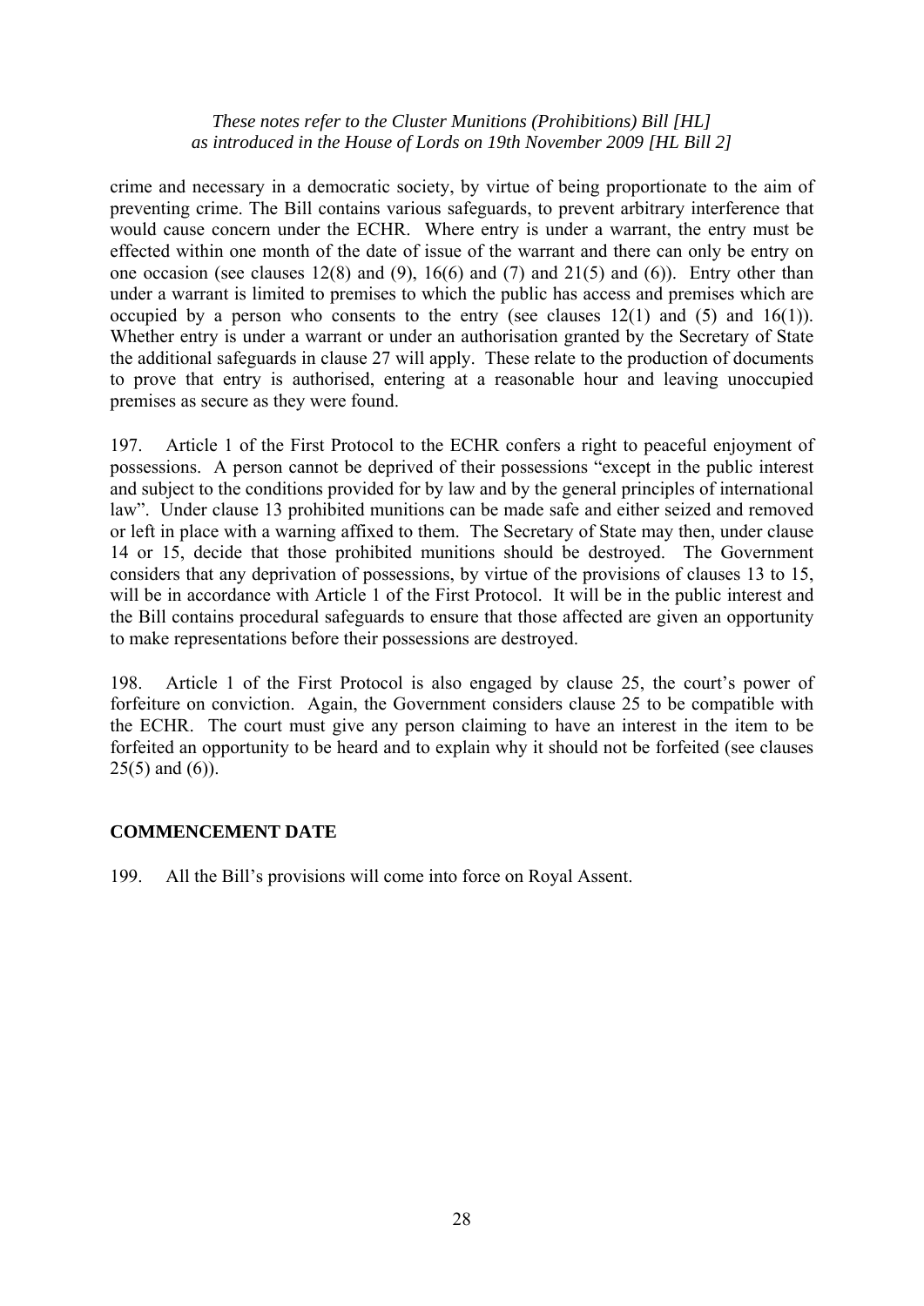crime and necessary in a democratic society, by virtue of being proportionate to the aim of preventing crime. The Bill contains various safeguards, to prevent arbitrary interference that would cause concern under the ECHR. Where entry is under a warrant, the entry must be effected within one month of the date of issue of the warrant and there can only be entry on one occasion (see clauses 12(8) and (9), 16(6) and (7) and 21(5) and (6)). Entry other than under a warrant is limited to premises to which the public has access and premises which are occupied by a person who consents to the entry (see clauses 12(1) and (5) and 16(1)). Whether entry is under a warrant or under an authorisation granted by the Secretary of State the additional safeguards in clause 27 will apply. These relate to the production of documents to prove that entry is authorised, entering at a reasonable hour and leaving unoccupied premises as secure as they were found.

197. Article 1 of the First Protocol to the ECHR confers a right to peaceful enjoyment of possessions. A person cannot be deprived of their possessions "except in the public interest and subject to the conditions provided for by law and by the general principles of international law". Under clause 13 prohibited munitions can be made safe and either seized and removed or left in place with a warning affixed to them. The Secretary of State may then, under clause 14 or 15, decide that those prohibited munitions should be destroyed. The Government considers that any deprivation of possessions, by virtue of the provisions of clauses 13 to 15, will be in accordance with Article 1 of the First Protocol. It will be in the public interest and the Bill contains procedural safeguards to ensure that those affected are given an opportunity to make representations before their possessions are destroyed.

198. Article 1 of the First Protocol is also engaged by clause 25, the court's power of forfeiture on conviction. Again, the Government considers clause 25 to be compatible with the ECHR. The court must give any person claiming to have an interest in the item to be forfeited an opportunity to be heard and to explain why it should not be forfeited (see clauses 25(5) and (6)).

## COMMENCEMENT DATE

199. All the Bill's provisions will come into force on Royal Assent.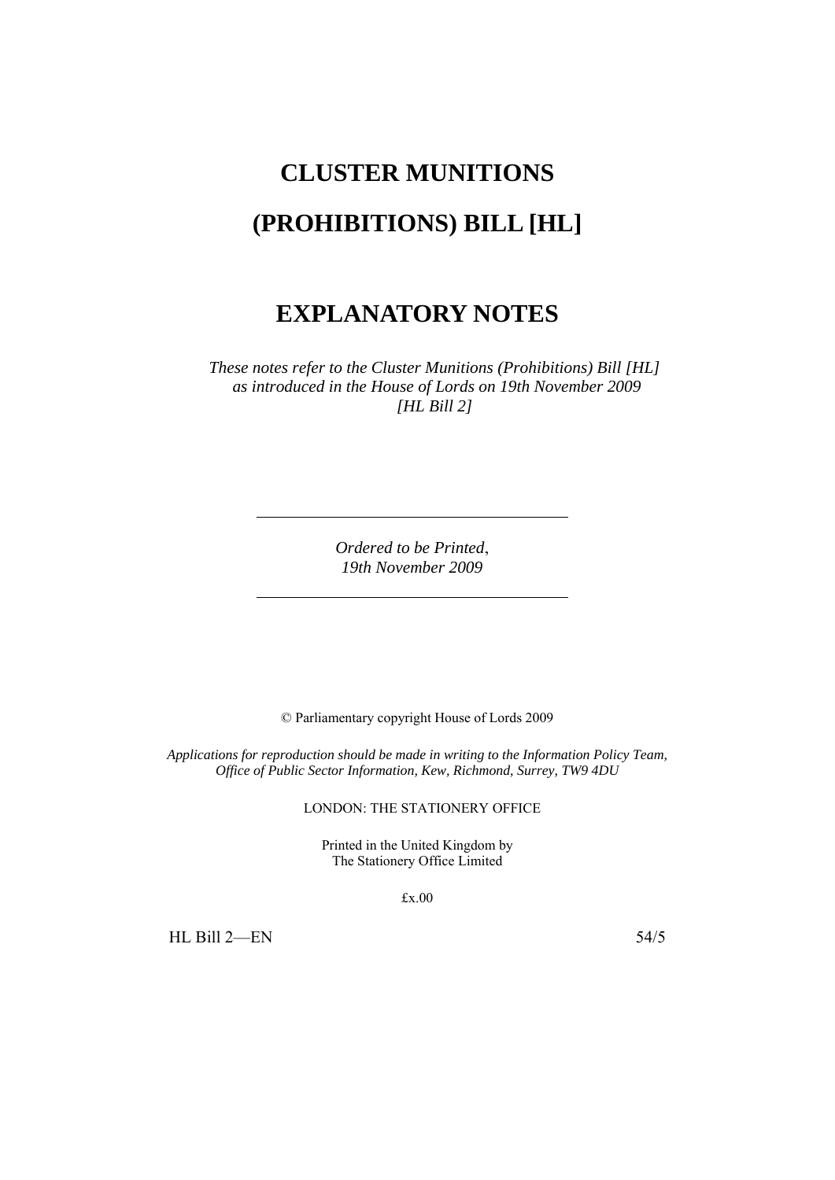# CLUSTER MUNITIONS

# (PROHIBITIONS) BILL [HL]

# EXPLANATORY NOTES

*These notes refer to the Cluster Munitions (Prohibitions) Bill [HL] as introduced in the House of Lords on 19th November 2009 [HL Bill 2]*

---

*Ordered to be Printed*, *19th November 2009*

---

© Parliamentary copyright House of Lords 2009

*Applications for reproduction should be made in writing to the Information Policy Team, Office of Public Sector Information, Kew, Richmond, Surrey, TW9 4DU*

LONDON: THE STATIONERY OFFICE

Printed in the United Kingdom by
The Stationery Office Limited

£x.00

HL Bill 2—EN 54/5